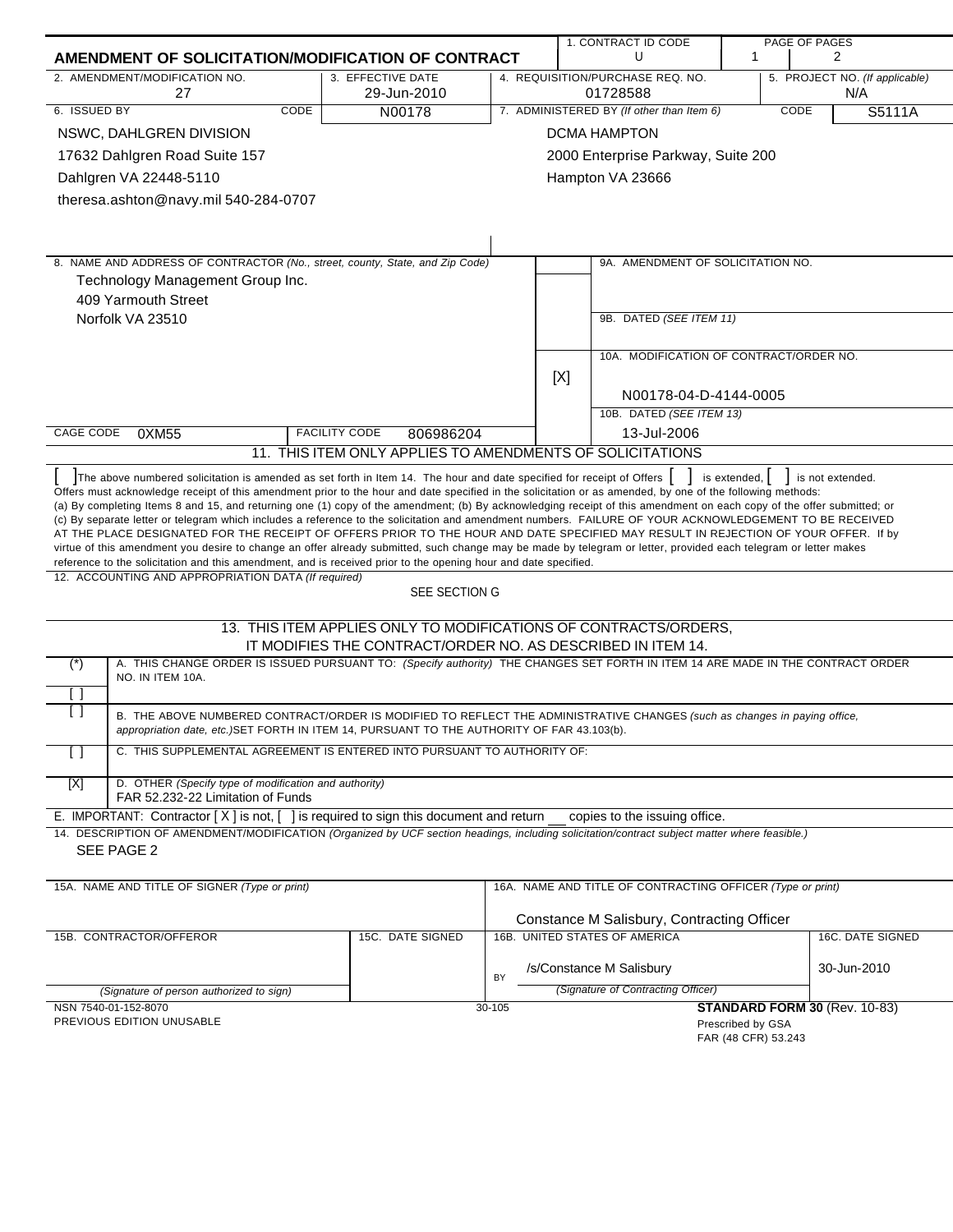# AMENDMENT OF SOLICITATION/MODIFICATION OF CONTRACT

| 1. CONTRACT ID CODE | PAGE OF PAGES |
|---|---|
| U | 1 / 2 |

| 2. AMENDMENT/MODIFICATION NO. | 3. EFFECTIVE DATE | 4. REQUISITION/PURCHASE REQ. NO. | 5. PROJECT NO. (If applicable) |
|---|---|---|---|
| 27 | 29-Jun-2010 | 01728588 | N/A |

| 6. ISSUED BY | CODE | 7. ADMINISTERED BY (If other than Item 6) | CODE |
|---|---|---|---|
| NSWC, DAHLGREN DIVISION<br>17632 Dahlgren Road Suite 157<br>Dahlgren VA 22448-5110<br>theresa.ashton@navy.mil 540-284-0707 | N00178 | DCMA HAMPTON<br>2000 Enterprise Parkway, Suite 200<br>Hampton VA 23666 | S5111A |

8. NAME AND ADDRESS OF CONTRACTOR *(No., street, county, State, and Zip Code)*
Technology Management Group Inc.
409 Yarmouth Street
Norfolk VA 23510

9A. AMENDMENT OF SOLICITATION NO.

9B. DATED *(SEE ITEM 11)*

[X] 10A. MODIFICATION OF CONTRACT/ORDER NO.
N00178-04-D-4144-0005

10B. DATED *(SEE ITEM 13)*
13-Jul-2006

CAGE CODE 0XM55 | FACILITY CODE 806986204

## 11. THIS ITEM ONLY APPLIES TO AMENDMENTS OF SOLICITATIONS

[ ] The above numbered solicitation is amended as set forth in Item 14. The hour and date specified for receipt of Offers [ ] is extended, [ ] is not extended.
Offers must acknowledge receipt of this amendment prior to the hour and date specified in the solicitation or as amended, by one of the following methods:
(a) By completing Items 8 and 15, and returning one (1) copy of the amendment; (b) By acknowledging receipt of this amendment on each copy of the offer submitted; or (c) By separate letter or telegram which includes a reference to the solicitation and amendment numbers. FAILURE OF YOUR ACKNOWLEDGEMENT TO BE RECEIVED AT THE PLACE DESIGNATED FOR THE RECEIPT OF OFFERS PRIOR TO THE HOUR AND DATE SPECIFIED MAY RESULT IN REJECTION OF YOUR OFFER. If by virtue of this amendment you desire to change an offer already submitted, such change may be made by telegram or letter, provided each telegram or letter makes reference to the solicitation and this amendment, and is received prior to the opening hour and date specified.

12. ACCOUNTING AND APPROPRIATION DATA *(If required)*
SEE SECTION G

## 13. THIS ITEM APPLIES ONLY TO MODIFICATIONS OF CONTRACTS/ORDERS, IT MODIFIES THE CONTRACT/ORDER NO. AS DESCRIBED IN ITEM 14.

| | |
|---|---|
| (*) | A. THIS CHANGE ORDER IS ISSUED PURSUANT TO: *(Specify authority)* THE CHANGES SET FORTH IN ITEM 14 ARE MADE IN THE CONTRACT ORDER NO. IN ITEM 10A. |
| [ ] | |
| [ ] | B. THE ABOVE NUMBERED CONTRACT/ORDER IS MODIFIED TO REFLECT THE ADMINISTRATIVE CHANGES *(such as changes in paying office, appropriation date, etc.)* SET FORTH IN ITEM 14, PURSUANT TO THE AUTHORITY OF FAR 43.103(b). |
| [ ] | C. THIS SUPPLEMENTAL AGREEMENT IS ENTERED INTO PURSUANT TO AUTHORITY OF: |
| [X] | D. OTHER *(Specify type of modification and authority)*<br>FAR 52.232-22 Limitation of Funds |

E. IMPORTANT: Contractor [ X ] is not, [ ] is required to sign this document and return __ copies to the issuing office.

14. DESCRIPTION OF AMENDMENT/MODIFICATION *(Organized by UCF section headings, including solicitation/contract subject matter where feasible.)*
SEE PAGE 2

| 15A. NAME AND TITLE OF SIGNER *(Type or print)* | | 16A. NAME AND TITLE OF CONTRACTING OFFICER *(Type or print)* | |
|---|---|---|---|
| | | Constance M Salisbury, Contracting Officer | |
| 15B. CONTRACTOR/OFFEROR | 15C. DATE SIGNED | 16B. UNITED STATES OF AMERICA | 16C. DATE SIGNED |
| | | BY /s/Constance M Salisbury | 30-Jun-2010 |
| *(Signature of person authorized to sign)* | | *(Signature of Contracting Officer)* | |

NSN 7540-01-152-8070
PREVIOUS EDITION UNUSABLE
30-105
**STANDARD FORM 30** (Rev. 10-83)
Prescribed by GSA
FAR (48 CFR) 53.243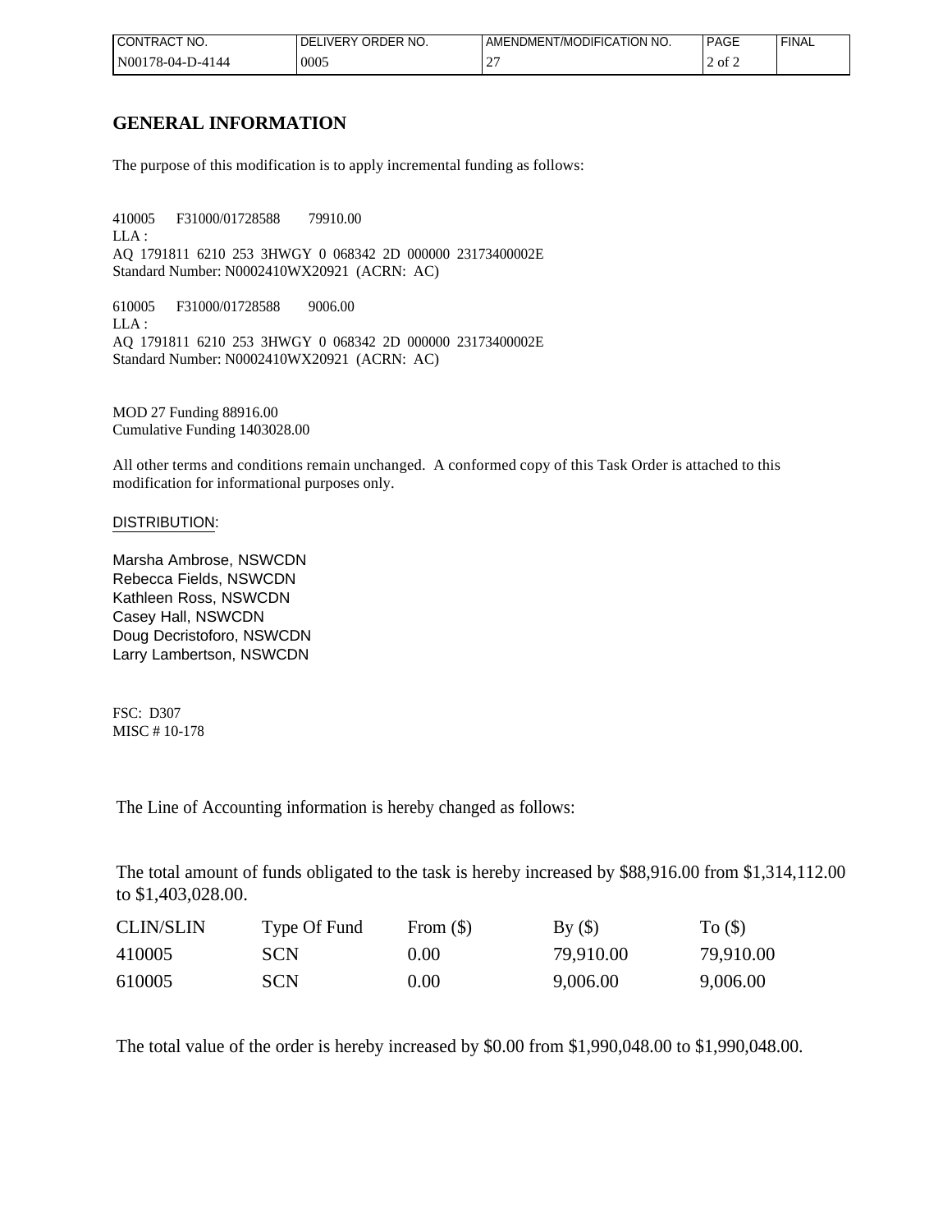| CONTRACT NO. | DELIVERY ORDER NO. | AMENDMENT/MODIFICATION NO. | PAGE | FINAL |
|---|---|---|---|---|
| N00178-04-D-4144 | 0005 | 27 | 2 of 2 | |

## GENERAL INFORMATION

The purpose of this modification is to apply incremental funding as follows:

410005 F31000/01728588 79910.00
LLA :
AQ 1791811 6210 253 3HWGY 0 068342 2D 000000 23173400002E
Standard Number: N0002410WX20921 (ACRN: AC)

610005 F31000/01728588 9006.00
LLA :
AQ 1791811 6210 253 3HWGY 0 068342 2D 000000 23173400002E
Standard Number: N0002410WX20921 (ACRN: AC)

MOD 27 Funding 88916.00
Cumulative Funding 1403028.00

All other terms and conditions remain unchanged. A conformed copy of this Task Order is attached to this modification for informational purposes only.

DISTRIBUTION:

Marsha Ambrose, NSWCDN
Rebecca Fields, NSWCDN
Kathleen Ross, NSWCDN
Casey Hall, NSWCDN
Doug Decristoforo, NSWCDN
Larry Lambertson, NSWCDN

FSC: D307
MISC # 10-178

The Line of Accounting information is hereby changed as follows:

The total amount of funds obligated to the task is hereby increased by $88,916.00 from $1,314,112.00 to $1,403,028.00.

| CLIN/SLIN | Type Of Fund | From ($) | By ($) | To ($) |
|---|---|---|---|---|
| 410005 | SCN | 0.00 | 79,910.00 | 79,910.00 |
| 610005 | SCN | 0.00 | 9,006.00 | 9,006.00 |

The total value of the order is hereby increased by $0.00 from $1,990,048.00 to $1,990,048.00.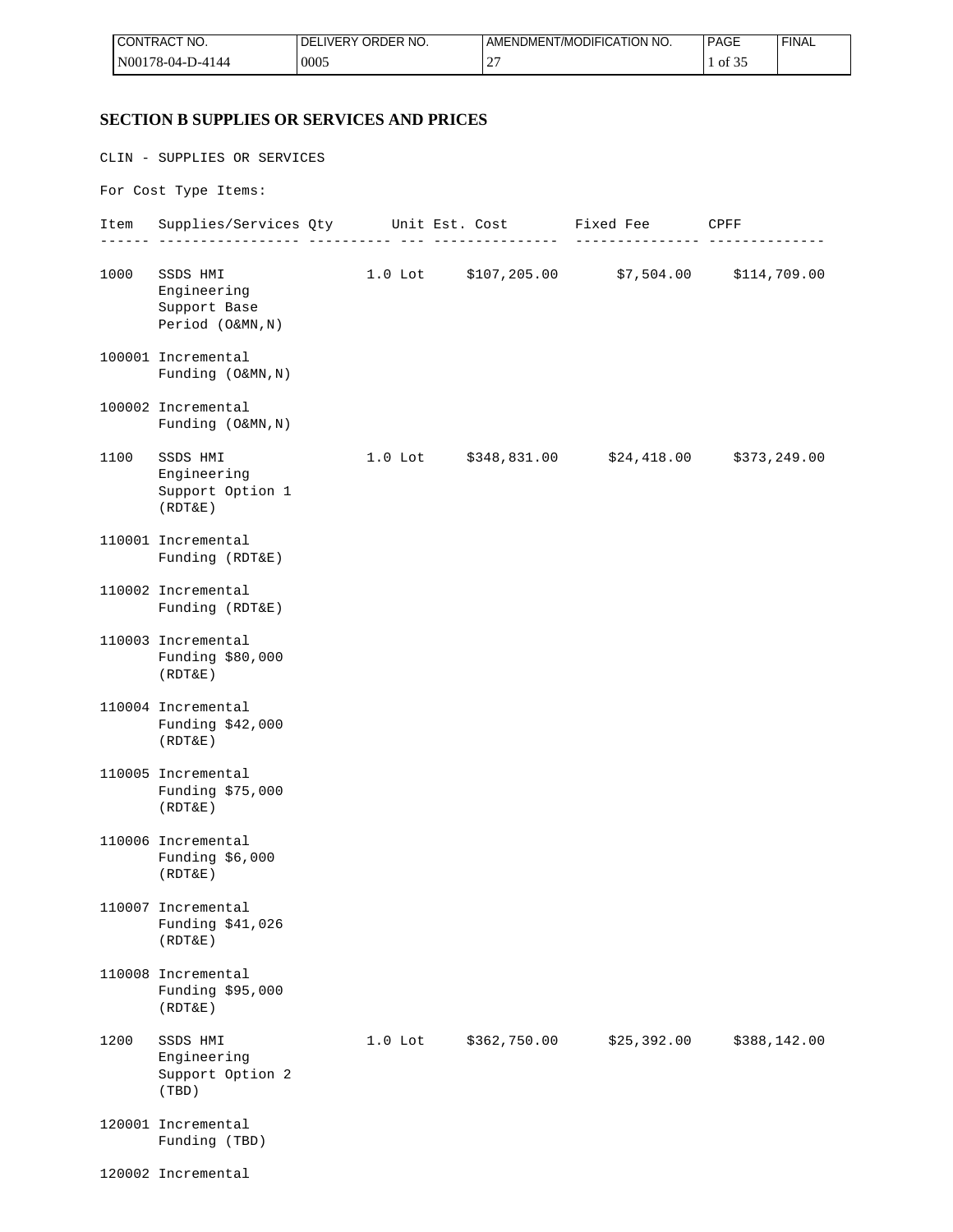## SECTION B SUPPLIES OR SERVICES AND PRICES

CLIN - SUPPLIES OR SERVICES

For Cost Type Items:

| Item | Supplies/Services | Qty | Unit | Est. Cost | Fixed Fee | CPFF |
|---|---|---|---|---|---|---|
| 1000 | SSDS HMI Engineering Support Base Period (O&MN,N) | 1.0 | Lot | $107,205.00 | $7,504.00 | $114,709.00 |
| 100001 | Incremental Funding (O&MN,N) | | | | | |
| 100002 | Incremental Funding (O&MN,N) | | | | | |
| 1100 | SSDS HMI Engineering Support Option 1 (RDT&E) | 1.0 | Lot | $348,831.00 | $24,418.00 | $373,249.00 |
| 110001 | Incremental Funding (RDT&E) | | | | | |
| 110002 | Incremental Funding (RDT&E) | | | | | |
| 110003 | Incremental Funding $80,000 (RDT&E) | | | | | |
| 110004 | Incremental Funding $42,000 (RDT&E) | | | | | |
| 110005 | Incremental Funding $75,000 (RDT&E) | | | | | |
| 110006 | Incremental Funding $6,000 (RDT&E) | | | | | |
| 110007 | Incremental Funding $41,026 (RDT&E) | | | | | |
| 110008 | Incremental Funding $95,000 (RDT&E) | | | | | |
| 1200 | SSDS HMI Engineering Support Option 2 (TBD) | 1.0 | Lot | $362,750.00 | $25,392.00 | $388,142.00 |
| 120001 | Incremental Funding (TBD) | | | | | |
| 120002 | Incremental | | | | | |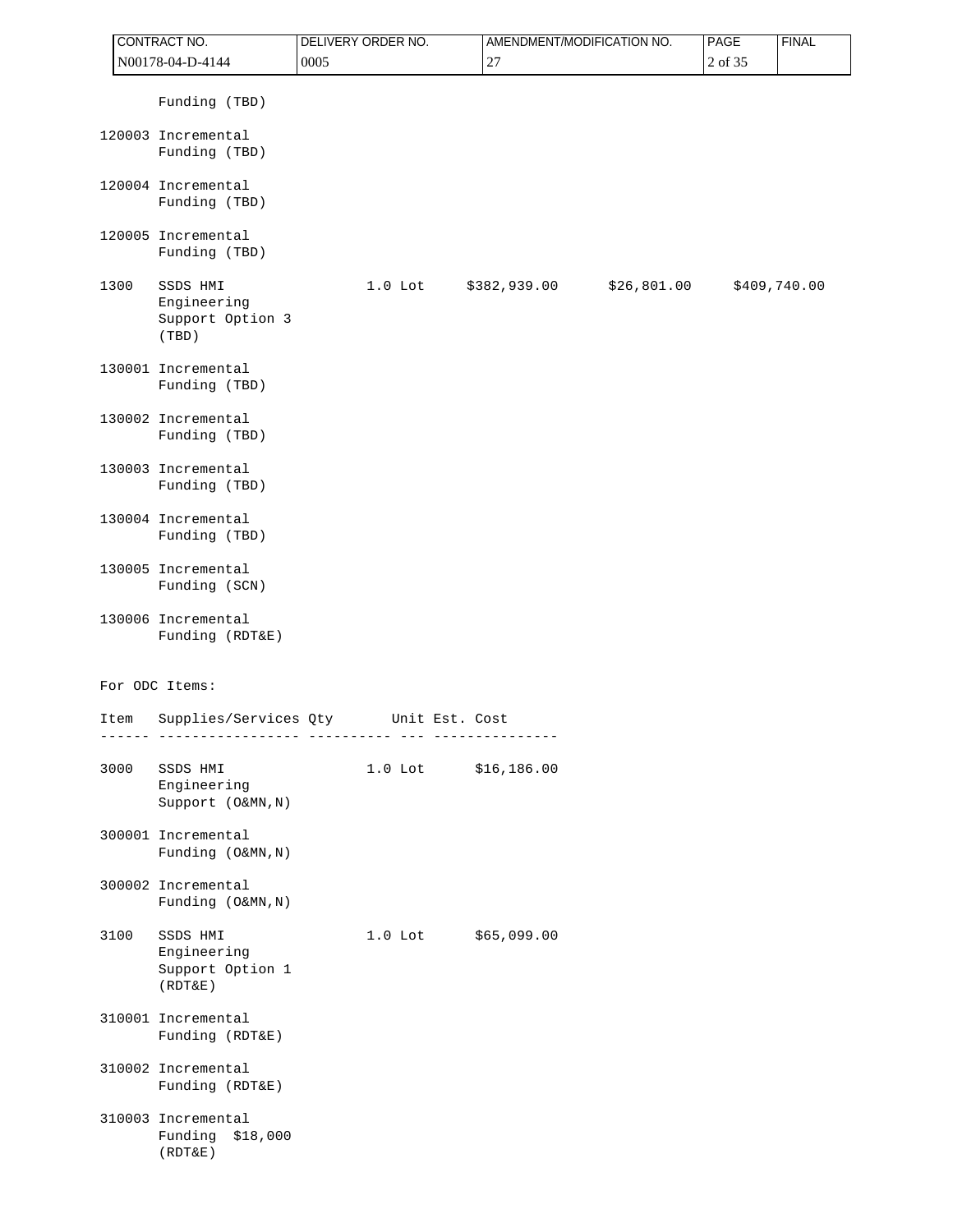| Item | Supplies/Services | Qty | Unit | Est. Cost | Fixed Fee | CPFF |
|---|---|---|---|---|---|---|
| | Funding (TBD) | | | | | |
| 120003 | Incremental Funding (TBD) | | | | | |
| 120004 | Incremental Funding (TBD) | | | | | |
| 120005 | Incremental Funding (TBD) | | | | | |
| 1300 | SSDS HMI Engineering Support Option 3 (TBD) | 1.0 | Lot | $382,939.00 | $26,801.00 | $409,740.00 |
| 130001 | Incremental Funding (TBD) | | | | | |
| 130002 | Incremental Funding (TBD) | | | | | |
| 130003 | Incremental Funding (TBD) | | | | | |
| 130004 | Incremental Funding (TBD) | | | | | |
| 130005 | Incremental Funding (SCN) | | | | | |
| 130006 | Incremental Funding (RDT&E) | | | | | |

For ODC Items:

| Item | Supplies/Services | Qty | Unit | Est. Cost |
|---|---|---|---|---|
| 3000 | SSDS HMI Engineering Support (O&MN,N) | 1.0 | Lot | $16,186.00 |
| 300001 | Incremental Funding (O&MN,N) | | | |
| 300002 | Incremental Funding (O&MN,N) | | | |
| 3100 | SSDS HMI Engineering Support Option 1 (RDT&E) | 1.0 | Lot | $65,099.00 |
| 310001 | Incremental Funding (RDT&E) | | | |
| 310002 | Incremental Funding (RDT&E) | | | |
| 310003 | Incremental Funding $18,000 (RDT&E) | | | |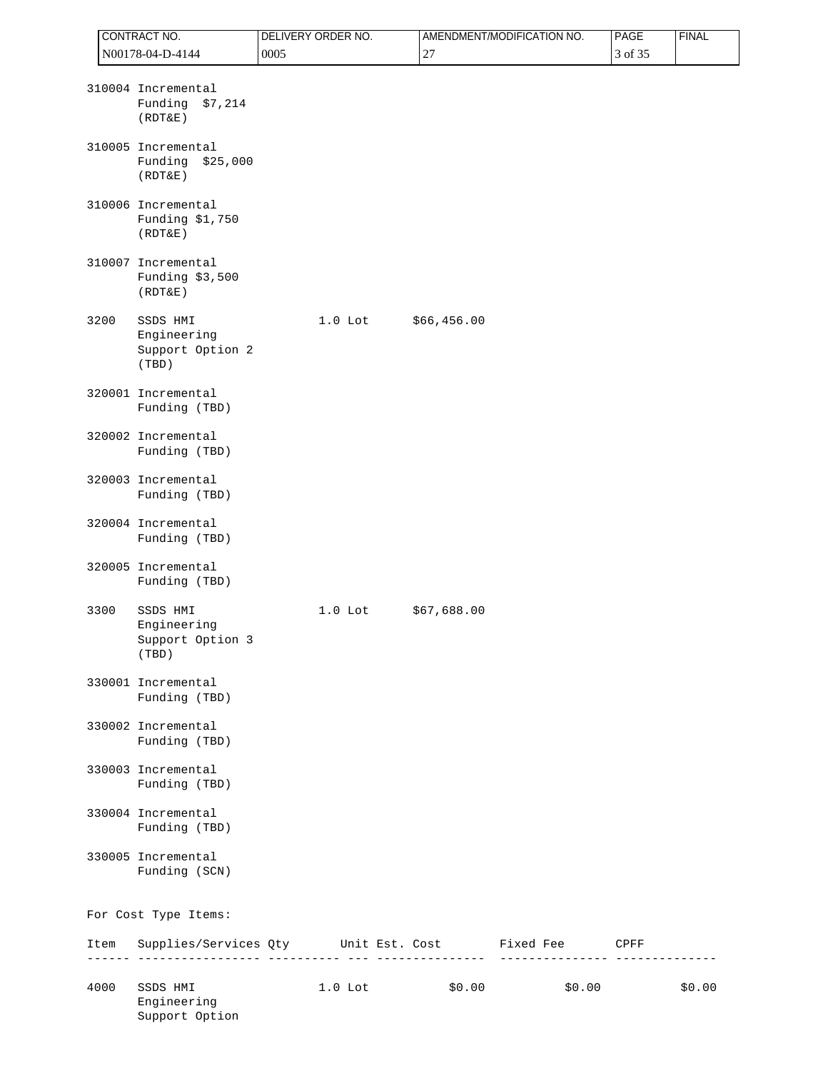| Item | Supplies/Services | Qty | Unit | Est. Cost |
|---|---|---|---|---|
| 310004 | Incremental Funding $7,214 (RDT&E) | | | |
| 310005 | Incremental Funding $25,000 (RDT&E) | | | |
| 310006 | Incremental Funding $1,750 (RDT&E) | | | |
| 310007 | Incremental Funding $3,500 (RDT&E) | | | |
| 3200 | SSDS HMI Engineering Support Option 2 (TBD) | 1.0 | Lot | $66,456.00 |
| 320001 | Incremental Funding (TBD) | | | |
| 320002 | Incremental Funding (TBD) | | | |
| 320003 | Incremental Funding (TBD) | | | |
| 320004 | Incremental Funding (TBD) | | | |
| 320005 | Incremental Funding (TBD) | | | |
| 3300 | SSDS HMI Engineering Support Option 3 (TBD) | 1.0 | Lot | $67,688.00 |
| 330001 | Incremental Funding (TBD) | | | |
| 330002 | Incremental Funding (TBD) | | | |
| 330003 | Incremental Funding (TBD) | | | |
| 330004 | Incremental Funding (TBD) | | | |
| 330005 | Incremental Funding (SCN) | | | |

For Cost Type Items:

| Item | Supplies/Services | Qty | Unit | Est. Cost | Fixed Fee | CPFF |
|---|---|---|---|---|---|---|
| 4000 | SSDS HMI Engineering Support Option | 1.0 | Lot | $0.00 | $0.00 | $0.00 |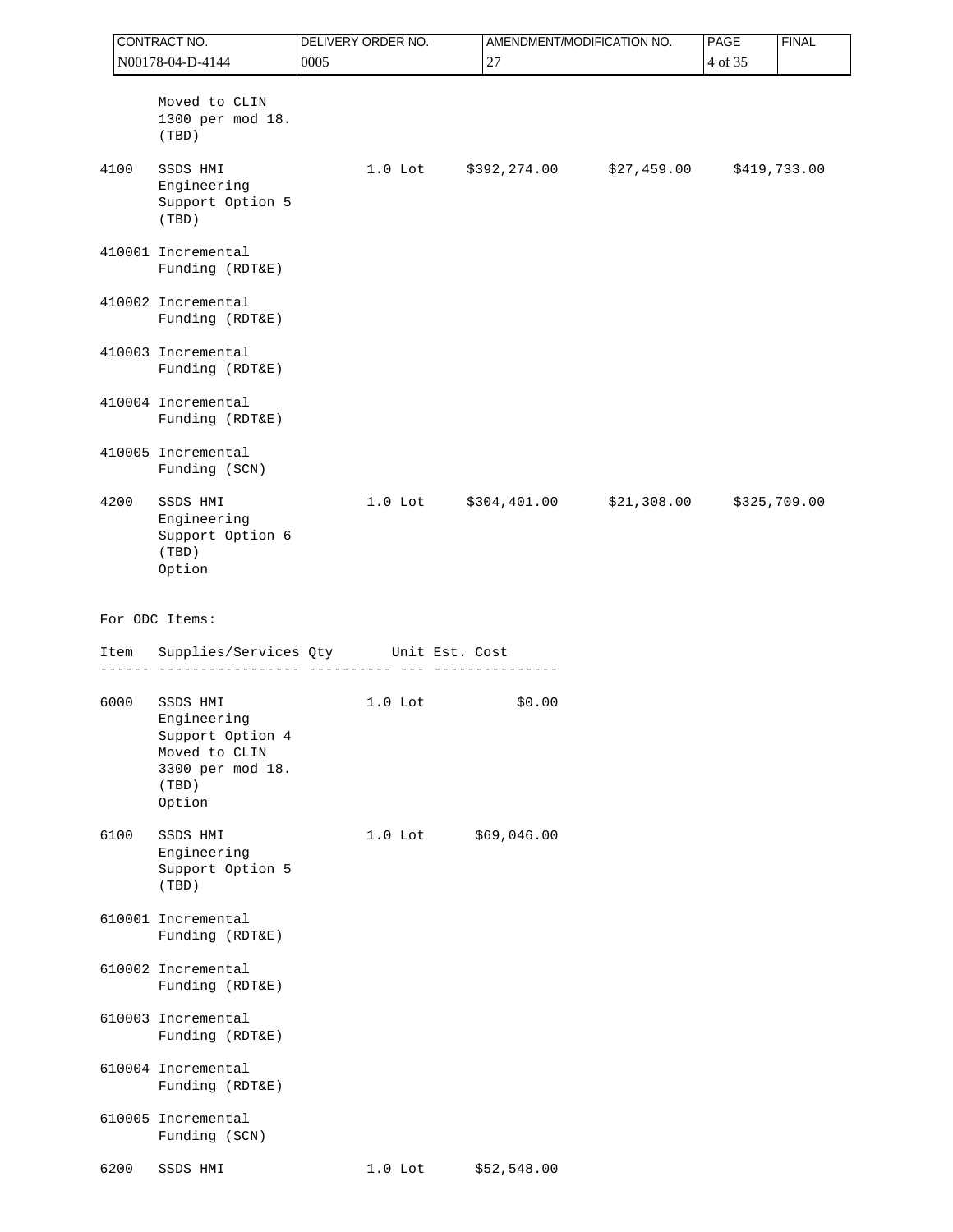| | Moved to CLIN 1300 per mod 18. (TBD) | | | | | |
|---|---|---|---|---|---|---|
| 4100 | SSDS HMI Engineering Support Option 5 (TBD) | 1.0 | Lot | $392,274.00 | $27,459.00 | $419,733.00 |
| 410001 | Incremental Funding (RDT&E) | | | | | |
| 410002 | Incremental Funding (RDT&E) | | | | | |
| 410003 | Incremental Funding (RDT&E) | | | | | |
| 410004 | Incremental Funding (RDT&E) | | | | | |
| 410005 | Incremental Funding (SCN) | | | | | |
| 4200 | SSDS HMI Engineering Support Option 6 (TBD) Option | 1.0 | Lot | $304,401.00 | $21,308.00 | $325,709.00 |

For ODC Items:

| Item | Supplies/Services | Qty | Unit | Est. Cost |
|---|---|---|---|---|
| 6000 | SSDS HMI Engineering Support Option 4 Moved to CLIN 3300 per mod 18. (TBD) Option | 1.0 | Lot | $0.00 |
| 6100 | SSDS HMI Engineering Support Option 5 (TBD) | 1.0 | Lot | $69,046.00 |
| 610001 | Incremental Funding (RDT&E) | | | |
| 610002 | Incremental Funding (RDT&E) | | | |
| 610003 | Incremental Funding (RDT&E) | | | |
| 610004 | Incremental Funding (RDT&E) | | | |
| 610005 | Incremental Funding (SCN) | | | |
| 6200 | SSDS HMI | 1.0 | Lot | $52,548.00 |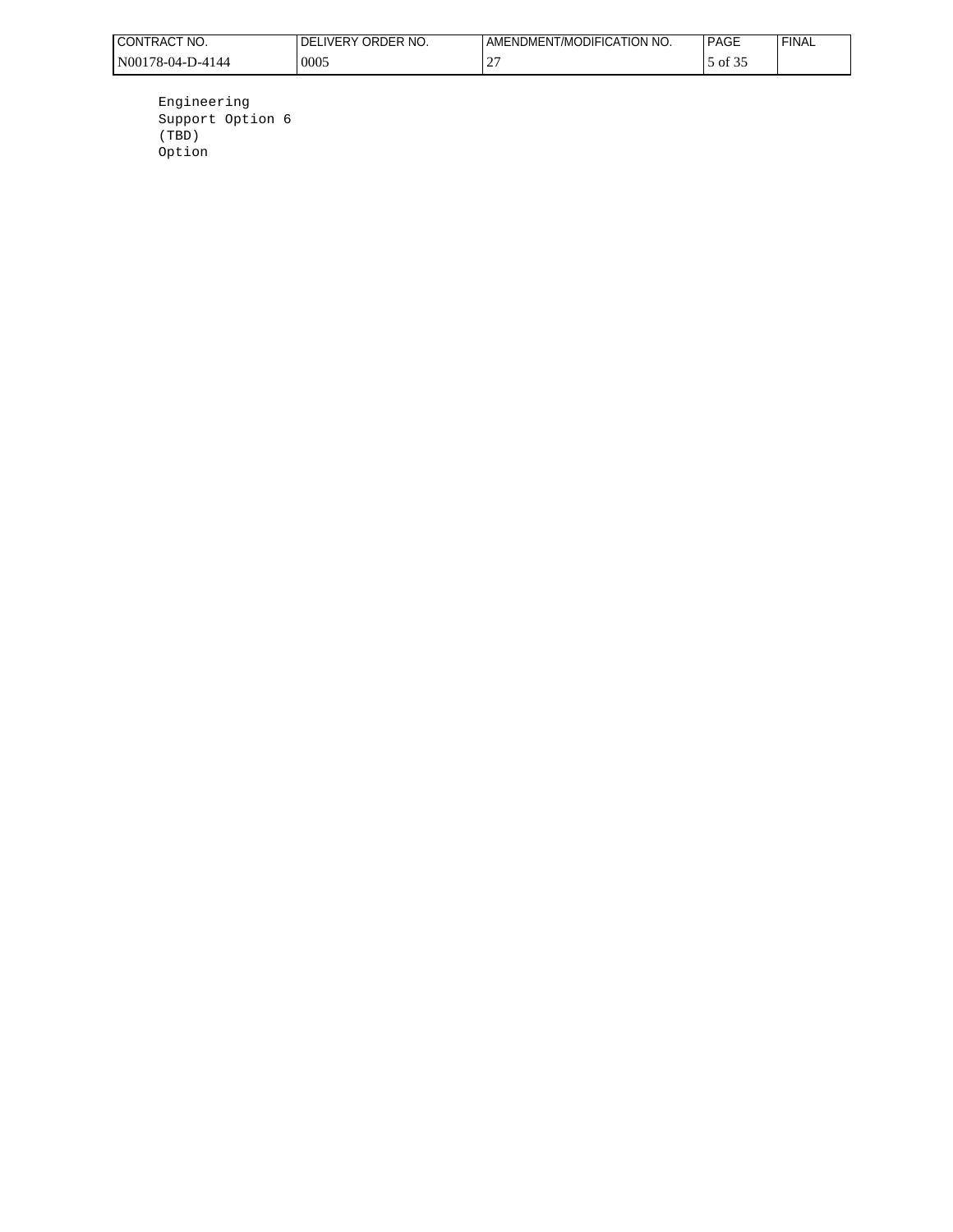Engineering
Support Option 6
(TBD)
Option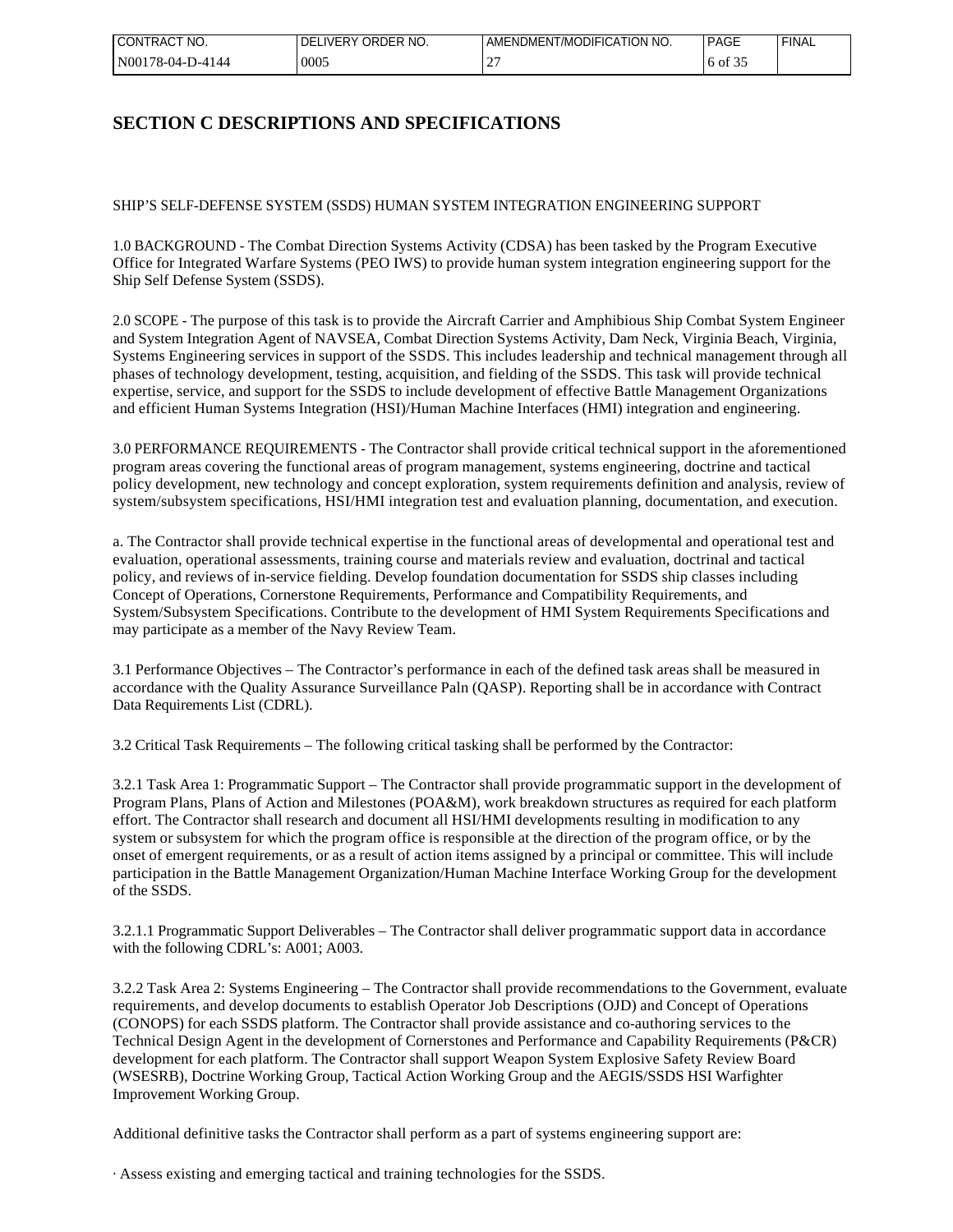# SECTION C DESCRIPTIONS AND SPECIFICATIONS

SHIP'S SELF-DEFENSE SYSTEM (SSDS) HUMAN SYSTEM INTEGRATION ENGINEERING SUPPORT

1.0 BACKGROUND - The Combat Direction Systems Activity (CDSA) has been tasked by the Program Executive Office for Integrated Warfare Systems (PEO IWS) to provide human system integration engineering support for the Ship Self Defense System (SSDS).

2.0 SCOPE - The purpose of this task is to provide the Aircraft Carrier and Amphibious Ship Combat System Engineer and System Integration Agent of NAVSEA, Combat Direction Systems Activity, Dam Neck, Virginia Beach, Virginia, Systems Engineering services in support of the SSDS. This includes leadership and technical management through all phases of technology development, testing, acquisition, and fielding of the SSDS. This task will provide technical expertise, service, and support for the SSDS to include development of effective Battle Management Organizations and efficient Human Systems Integration (HSI)/Human Machine Interfaces (HMI) integration and engineering.

3.0 PERFORMANCE REQUIREMENTS - The Contractor shall provide critical technical support in the aforementioned program areas covering the functional areas of program management, systems engineering, doctrine and tactical policy development, new technology and concept exploration, system requirements definition and analysis, review of system/subsystem specifications, HSI/HMI integration test and evaluation planning, documentation, and execution.

a. The Contractor shall provide technical expertise in the functional areas of developmental and operational test and evaluation, operational assessments, training course and materials review and evaluation, doctrinal and tactical policy, and reviews of in-service fielding. Develop foundation documentation for SSDS ship classes including Concept of Operations, Cornerstone Requirements, Performance and Compatibility Requirements, and System/Subsystem Specifications. Contribute to the development of HMI System Requirements Specifications and may participate as a member of the Navy Review Team.

3.1 Performance Objectives – The Contractor's performance in each of the defined task areas shall be measured in accordance with the Quality Assurance Surveillance Paln (QASP). Reporting shall be in accordance with Contract Data Requirements List (CDRL).

3.2 Critical Task Requirements – The following critical tasking shall be performed by the Contractor:

3.2.1 Task Area 1: Programmatic Support – The Contractor shall provide programmatic support in the development of Program Plans, Plans of Action and Milestones (POA&M), work breakdown structures as required for each platform effort. The Contractor shall research and document all HSI/HMI developments resulting in modification to any system or subsystem for which the program office is responsible at the direction of the program office, or by the onset of emergent requirements, or as a result of action items assigned by a principal or committee. This will include participation in the Battle Management Organization/Human Machine Interface Working Group for the development of the SSDS.

3.2.1.1 Programmatic Support Deliverables – The Contractor shall deliver programmatic support data in accordance with the following CDRL's: A001; A003.

3.2.2 Task Area 2: Systems Engineering – The Contractor shall provide recommendations to the Government, evaluate requirements, and develop documents to establish Operator Job Descriptions (OJD) and Concept of Operations (CONOPS) for each SSDS platform. The Contractor shall provide assistance and co-authoring services to the Technical Design Agent in the development of Cornerstones and Performance and Capability Requirements (P&CR) development for each platform. The Contractor shall support Weapon System Explosive Safety Review Board (WSESRB), Doctrine Working Group, Tactical Action Working Group and the AEGIS/SSDS HSI Warfighter Improvement Working Group.

Additional definitive tasks the Contractor shall perform as a part of systems engineering support are:

· Assess existing and emerging tactical and training technologies for the SSDS.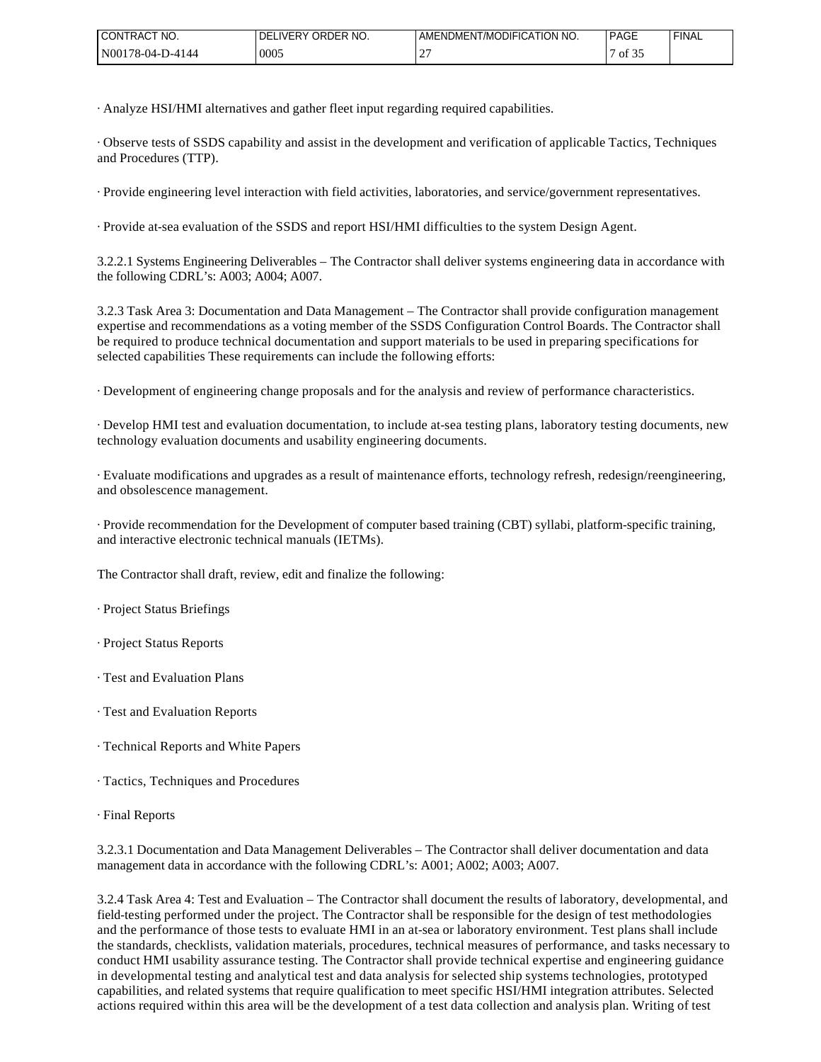· Analyze HSI/HMI alternatives and gather fleet input regarding required capabilities.

· Observe tests of SSDS capability and assist in the development and verification of applicable Tactics, Techniques and Procedures (TTP).

· Provide engineering level interaction with field activities, laboratories, and service/government representatives.

· Provide at-sea evaluation of the SSDS and report HSI/HMI difficulties to the system Design Agent.

3.2.2.1 Systems Engineering Deliverables – The Contractor shall deliver systems engineering data in accordance with the following CDRL's: A003; A004; A007.

3.2.3 Task Area 3: Documentation and Data Management – The Contractor shall provide configuration management expertise and recommendations as a voting member of the SSDS Configuration Control Boards. The Contractor shall be required to produce technical documentation and support materials to be used in preparing specifications for selected capabilities These requirements can include the following efforts:

· Development of engineering change proposals and for the analysis and review of performance characteristics.

· Develop HMI test and evaluation documentation, to include at-sea testing plans, laboratory testing documents, new technology evaluation documents and usability engineering documents.

· Evaluate modifications and upgrades as a result of maintenance efforts, technology refresh, redesign/reengineering, and obsolescence management.

· Provide recommendation for the Development of computer based training (CBT) syllabi, platform-specific training, and interactive electronic technical manuals (IETMs).

The Contractor shall draft, review, edit and finalize the following:

· Project Status Briefings

· Project Status Reports

· Test and Evaluation Plans

· Test and Evaluation Reports

· Technical Reports and White Papers

· Tactics, Techniques and Procedures

· Final Reports

3.2.3.1 Documentation and Data Management Deliverables – The Contractor shall deliver documentation and data management data in accordance with the following CDRL's: A001; A002; A003; A007.

3.2.4 Task Area 4: Test and Evaluation – The Contractor shall document the results of laboratory, developmental, and field-testing performed under the project. The Contractor shall be responsible for the design of test methodologies and the performance of those tests to evaluate HMI in an at-sea or laboratory environment. Test plans shall include the standards, checklists, validation materials, procedures, technical measures of performance, and tasks necessary to conduct HMI usability assurance testing. The Contractor shall provide technical expertise and engineering guidance in developmental testing and analytical test and data analysis for selected ship systems technologies, prototyped capabilities, and related systems that require qualification to meet specific HSI/HMI integration attributes. Selected actions required within this area will be the development of a test data collection and analysis plan. Writing of test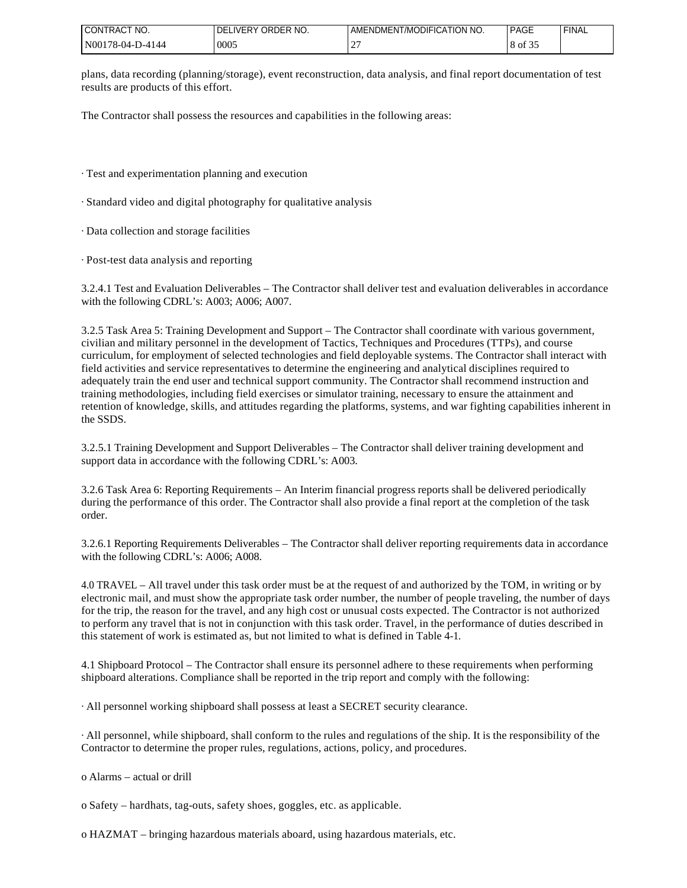plans, data recording (planning/storage), event reconstruction, data analysis, and final report documentation of test results are products of this effort.

The Contractor shall possess the resources and capabilities in the following areas:

· Test and experimentation planning and execution

· Standard video and digital photography for qualitative analysis

· Data collection and storage facilities

· Post-test data analysis and reporting

3.2.4.1 Test and Evaluation Deliverables – The Contractor shall deliver test and evaluation deliverables in accordance with the following CDRL's: A003; A006; A007.

3.2.5 Task Area 5: Training Development and Support – The Contractor shall coordinate with various government, civilian and military personnel in the development of Tactics, Techniques and Procedures (TTPs), and course curriculum, for employment of selected technologies and field deployable systems. The Contractor shall interact with field activities and service representatives to determine the engineering and analytical disciplines required to adequately train the end user and technical support community. The Contractor shall recommend instruction and training methodologies, including field exercises or simulator training, necessary to ensure the attainment and retention of knowledge, skills, and attitudes regarding the platforms, systems, and war fighting capabilities inherent in the SSDS.

3.2.5.1 Training Development and Support Deliverables – The Contractor shall deliver training development and support data in accordance with the following CDRL's: A003.

3.2.6 Task Area 6: Reporting Requirements – An Interim financial progress reports shall be delivered periodically during the performance of this order. The Contractor shall also provide a final report at the completion of the task order.

3.2.6.1 Reporting Requirements Deliverables – The Contractor shall deliver reporting requirements data in accordance with the following CDRL's: A006; A008.

4.0 TRAVEL – All travel under this task order must be at the request of and authorized by the TOM, in writing or by electronic mail, and must show the appropriate task order number, the number of people traveling, the number of days for the trip, the reason for the travel, and any high cost or unusual costs expected. The Contractor is not authorized to perform any travel that is not in conjunction with this task order. Travel, in the performance of duties described in this statement of work is estimated as, but not limited to what is defined in Table 4-1.

4.1 Shipboard Protocol – The Contractor shall ensure its personnel adhere to these requirements when performing shipboard alterations. Compliance shall be reported in the trip report and comply with the following:

· All personnel working shipboard shall possess at least a SECRET security clearance.

· All personnel, while shipboard, shall conform to the rules and regulations of the ship. It is the responsibility of the Contractor to determine the proper rules, regulations, actions, policy, and procedures.

o Alarms – actual or drill

o Safety – hardhats, tag-outs, safety shoes, goggles, etc. as applicable.

o HAZMAT – bringing hazardous materials aboard, using hazardous materials, etc.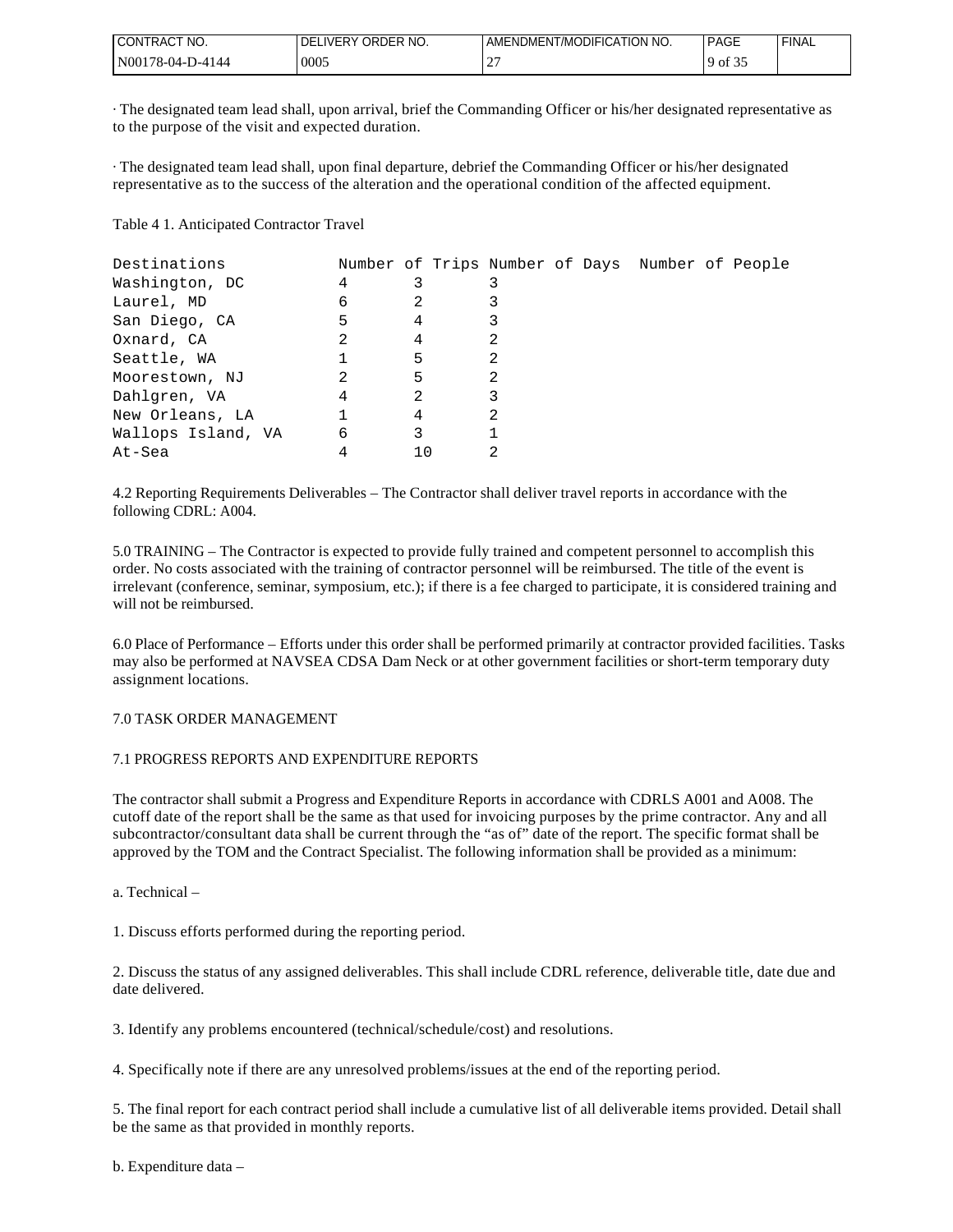· The designated team lead shall, upon arrival, brief the Commanding Officer or his/her designated representative as to the purpose of the visit and expected duration.

· The designated team lead shall, upon final departure, debrief the Commanding Officer or his/her designated representative as to the success of the alteration and the operational condition of the affected equipment.

Table 4 1. Anticipated Contractor Travel

| Destinations | Number of Trips | Number of Days | Number of People |
|---|---|---|---|
| Washington, DC | 4 | 3 | 3 |
| Laurel, MD | 6 | 2 | 3 |
| San Diego, CA | 5 | 4 | 3 |
| Oxnard, CA | 2 | 4 | 2 |
| Seattle, WA | 1 | 5 | 2 |
| Moorestown, NJ | 2 | 5 | 2 |
| Dahlgren, VA | 4 | 2 | 3 |
| New Orleans, LA | 1 | 4 | 2 |
| Wallops Island, VA | 6 | 3 | 1 |
| At-Sea | 4 | 10 | 2 |

4.2 Reporting Requirements Deliverables – The Contractor shall deliver travel reports in accordance with the following CDRL: A004.

5.0 TRAINING – The Contractor is expected to provide fully trained and competent personnel to accomplish this order. No costs associated with the training of contractor personnel will be reimbursed. The title of the event is irrelevant (conference, seminar, symposium, etc.); if there is a fee charged to participate, it is considered training and will not be reimbursed.

6.0 Place of Performance – Efforts under this order shall be performed primarily at contractor provided facilities. Tasks may also be performed at NAVSEA CDSA Dam Neck or at other government facilities or short-term temporary duty assignment locations.

7.0 TASK ORDER MANAGEMENT

7.1 PROGRESS REPORTS AND EXPENDITURE REPORTS

The contractor shall submit a Progress and Expenditure Reports in accordance with CDRLS A001 and A008. The cutoff date of the report shall be the same as that used for invoicing purposes by the prime contractor. Any and all subcontractor/consultant data shall be current through the "as of" date of the report. The specific format shall be approved by the TOM and the Contract Specialist. The following information shall be provided as a minimum:

a. Technical –

1. Discuss efforts performed during the reporting period.

2. Discuss the status of any assigned deliverables. This shall include CDRL reference, deliverable title, date due and date delivered.

3. Identify any problems encountered (technical/schedule/cost) and resolutions.

4. Specifically note if there are any unresolved problems/issues at the end of the reporting period.

5. The final report for each contract period shall include a cumulative list of all deliverable items provided. Detail shall be the same as that provided in monthly reports.

b. Expenditure data –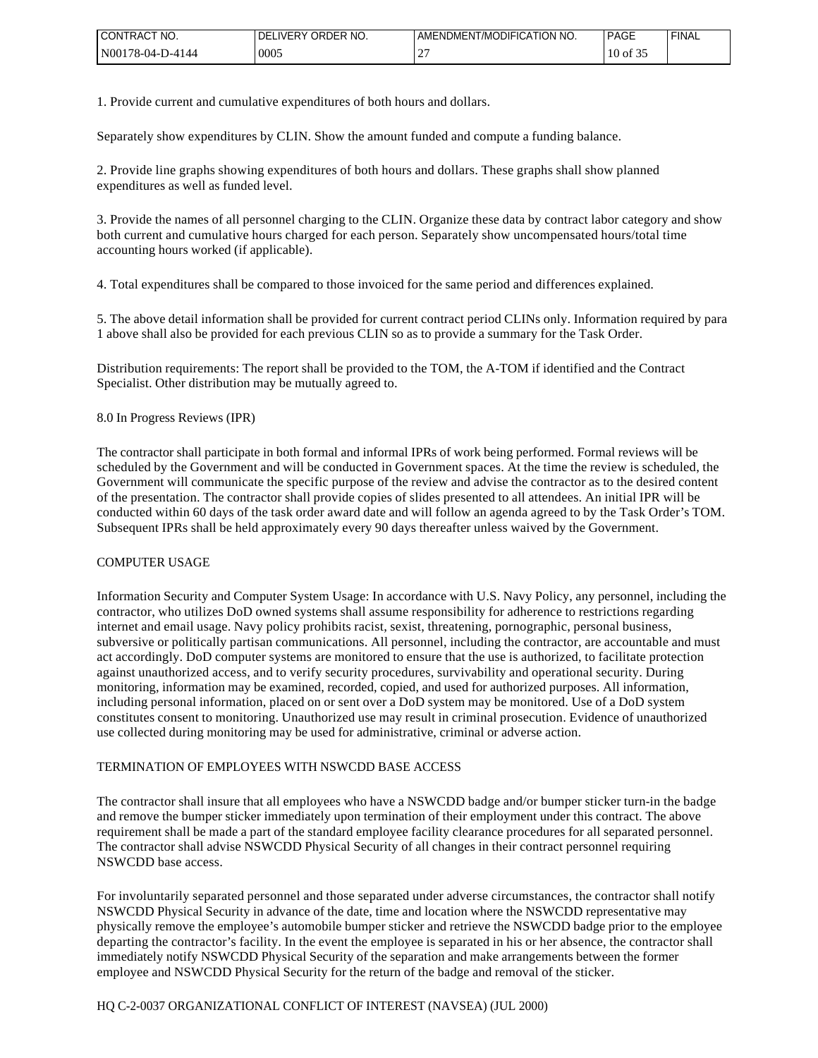1. Provide current and cumulative expenditures of both hours and dollars.

Separately show expenditures by CLIN. Show the amount funded and compute a funding balance.

2. Provide line graphs showing expenditures of both hours and dollars. These graphs shall show planned expenditures as well as funded level.

3. Provide the names of all personnel charging to the CLIN. Organize these data by contract labor category and show both current and cumulative hours charged for each person. Separately show uncompensated hours/total time accounting hours worked (if applicable).

4. Total expenditures shall be compared to those invoiced for the same period and differences explained.

5. The above detail information shall be provided for current contract period CLINs only. Information required by para 1 above shall also be provided for each previous CLIN so as to provide a summary for the Task Order.

Distribution requirements: The report shall be provided to the TOM, the A-TOM if identified and the Contract Specialist. Other distribution may be mutually agreed to.

8.0 In Progress Reviews (IPR)

The contractor shall participate in both formal and informal IPRs of work being performed. Formal reviews will be scheduled by the Government and will be conducted in Government spaces. At the time the review is scheduled, the Government will communicate the specific purpose of the review and advise the contractor as to the desired content of the presentation. The contractor shall provide copies of slides presented to all attendees. An initial IPR will be conducted within 60 days of the task order award date and will follow an agenda agreed to by the Task Order's TOM. Subsequent IPRs shall be held approximately every 90 days thereafter unless waived by the Government.

COMPUTER USAGE

Information Security and Computer System Usage: In accordance with U.S. Navy Policy, any personnel, including the contractor, who utilizes DoD owned systems shall assume responsibility for adherence to restrictions regarding internet and email usage. Navy policy prohibits racist, sexist, threatening, pornographic, personal business, subversive or politically partisan communications. All personnel, including the contractor, are accountable and must act accordingly. DoD computer systems are monitored to ensure that the use is authorized, to facilitate protection against unauthorized access, and to verify security procedures, survivability and operational security. During monitoring, information may be examined, recorded, copied, and used for authorized purposes. All information, including personal information, placed on or sent over a DoD system may be monitored. Use of a DoD system constitutes consent to monitoring. Unauthorized use may result in criminal prosecution. Evidence of unauthorized use collected during monitoring may be used for administrative, criminal or adverse action.

TERMINATION OF EMPLOYEES WITH NSWCDD BASE ACCESS

The contractor shall insure that all employees who have a NSWCDD badge and/or bumper sticker turn-in the badge and remove the bumper sticker immediately upon termination of their employment under this contract. The above requirement shall be made a part of the standard employee facility clearance procedures for all separated personnel. The contractor shall advise NSWCDD Physical Security of all changes in their contract personnel requiring NSWCDD base access.

For involuntarily separated personnel and those separated under adverse circumstances, the contractor shall notify NSWCDD Physical Security in advance of the date, time and location where the NSWCDD representative may physically remove the employee's automobile bumper sticker and retrieve the NSWCDD badge prior to the employee departing the contractor's facility. In the event the employee is separated in his or her absence, the contractor shall immediately notify NSWCDD Physical Security of the separation and make arrangements between the former employee and NSWCDD Physical Security for the return of the badge and removal of the sticker.

HQ C-2-0037 ORGANIZATIONAL CONFLICT OF INTEREST (NAVSEA) (JUL 2000)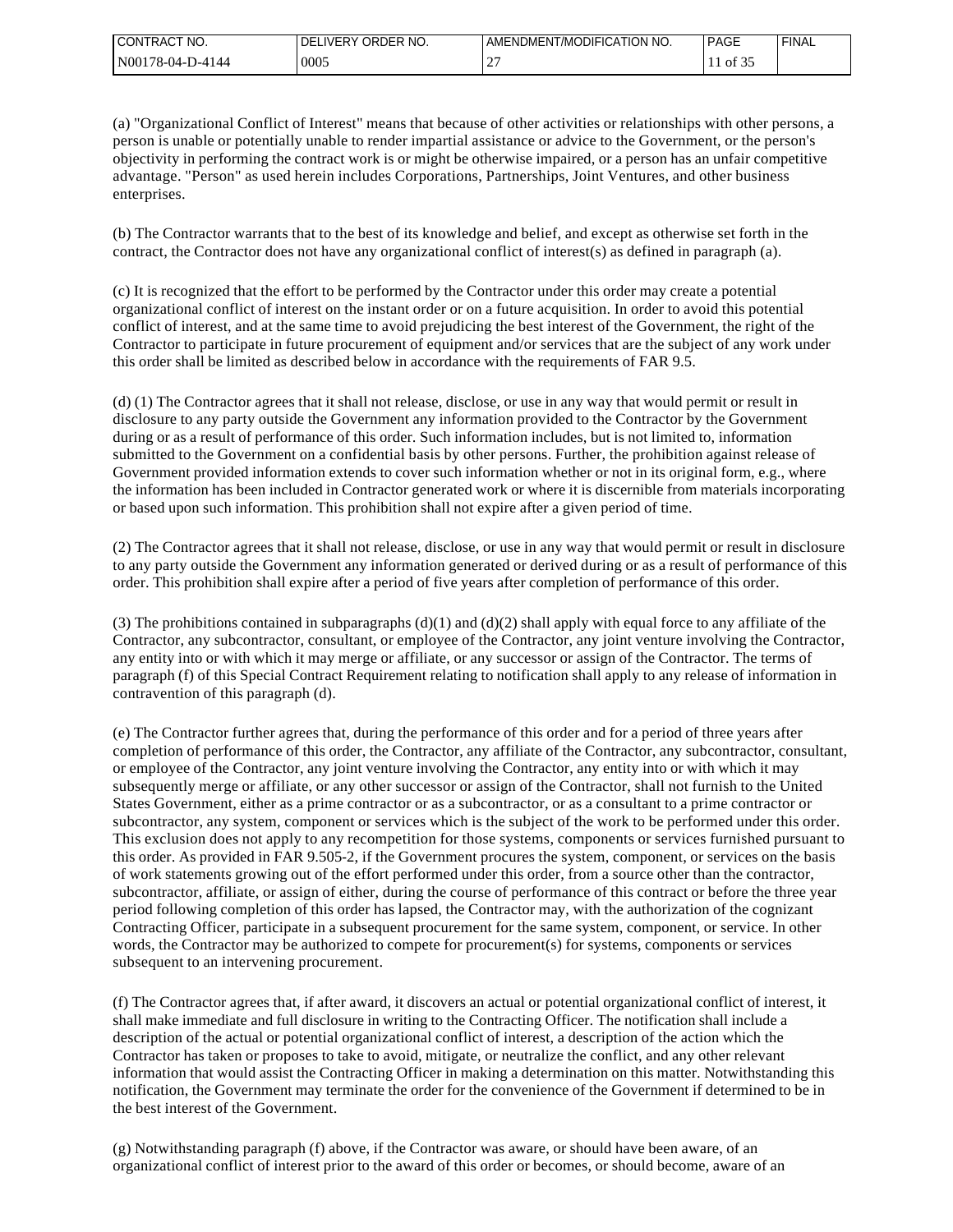(a) "Organizational Conflict of Interest" means that because of other activities or relationships with other persons, a person is unable or potentially unable to render impartial assistance or advice to the Government, or the person's objectivity in performing the contract work is or might be otherwise impaired, or a person has an unfair competitive advantage. "Person" as used herein includes Corporations, Partnerships, Joint Ventures, and other business enterprises.

(b) The Contractor warrants that to the best of its knowledge and belief, and except as otherwise set forth in the contract, the Contractor does not have any organizational conflict of interest(s) as defined in paragraph (a).

(c) It is recognized that the effort to be performed by the Contractor under this order may create a potential organizational conflict of interest on the instant order or on a future acquisition. In order to avoid this potential conflict of interest, and at the same time to avoid prejudicing the best interest of the Government, the right of the Contractor to participate in future procurement of equipment and/or services that are the subject of any work under this order shall be limited as described below in accordance with the requirements of FAR 9.5.

(d) (1) The Contractor agrees that it shall not release, disclose, or use in any way that would permit or result in disclosure to any party outside the Government any information provided to the Contractor by the Government during or as a result of performance of this order. Such information includes, but is not limited to, information submitted to the Government on a confidential basis by other persons. Further, the prohibition against release of Government provided information extends to cover such information whether or not in its original form, e.g., where the information has been included in Contractor generated work or where it is discernible from materials incorporating or based upon such information. This prohibition shall not expire after a given period of time.

(2) The Contractor agrees that it shall not release, disclose, or use in any way that would permit or result in disclosure to any party outside the Government any information generated or derived during or as a result of performance of this order. This prohibition shall expire after a period of five years after completion of performance of this order.

(3) The prohibitions contained in subparagraphs (d)(1) and (d)(2) shall apply with equal force to any affiliate of the Contractor, any subcontractor, consultant, or employee of the Contractor, any joint venture involving the Contractor, any entity into or with which it may merge or affiliate, or any successor or assign of the Contractor. The terms of paragraph (f) of this Special Contract Requirement relating to notification shall apply to any release of information in contravention of this paragraph (d).

(e) The Contractor further agrees that, during the performance of this order and for a period of three years after completion of performance of this order, the Contractor, any affiliate of the Contractor, any subcontractor, consultant, or employee of the Contractor, any joint venture involving the Contractor, any entity into or with which it may subsequently merge or affiliate, or any other successor or assign of the Contractor, shall not furnish to the United States Government, either as a prime contractor or as a subcontractor, or as a consultant to a prime contractor or subcontractor, any system, component or services which is the subject of the work to be performed under this order. This exclusion does not apply to any recompetition for those systems, components or services furnished pursuant to this order. As provided in FAR 9.505-2, if the Government procures the system, component, or services on the basis of work statements growing out of the effort performed under this order, from a source other than the contractor, subcontractor, affiliate, or assign of either, during the course of performance of this contract or before the three year period following completion of this order has lapsed, the Contractor may, with the authorization of the cognizant Contracting Officer, participate in a subsequent procurement for the same system, component, or service. In other words, the Contractor may be authorized to compete for procurement(s) for systems, components or services subsequent to an intervening procurement.

(f) The Contractor agrees that, if after award, it discovers an actual or potential organizational conflict of interest, it shall make immediate and full disclosure in writing to the Contracting Officer. The notification shall include a description of the actual or potential organizational conflict of interest, a description of the action which the Contractor has taken or proposes to take to avoid, mitigate, or neutralize the conflict, and any other relevant information that would assist the Contracting Officer in making a determination on this matter. Notwithstanding this notification, the Government may terminate the order for the convenience of the Government if determined to be in the best interest of the Government.

(g) Notwithstanding paragraph (f) above, if the Contractor was aware, or should have been aware, of an organizational conflict of interest prior to the award of this order or becomes, or should become, aware of an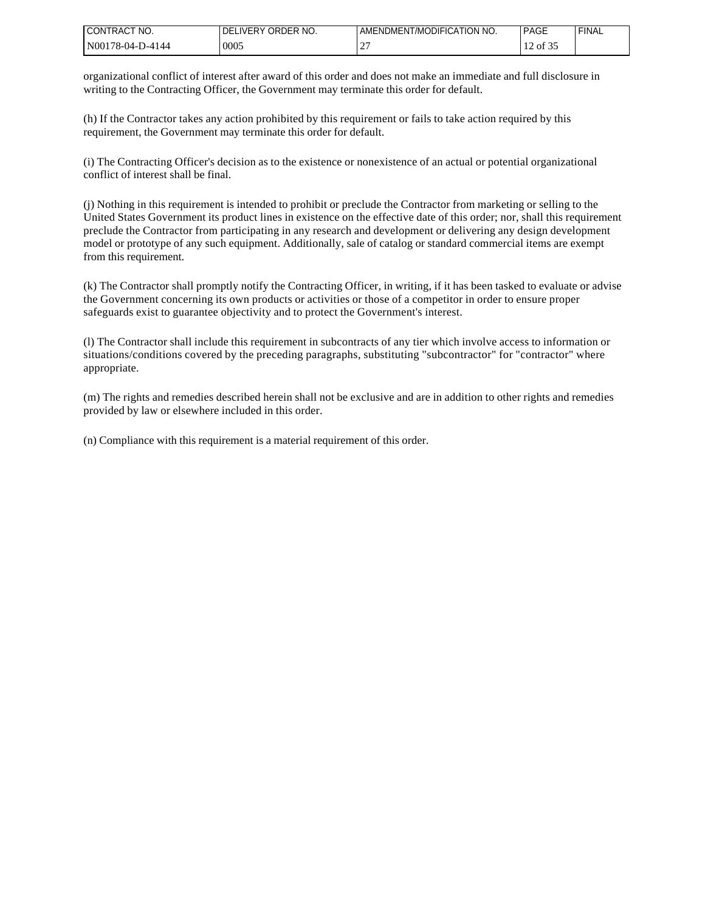organizational conflict of interest after award of this order and does not make an immediate and full disclosure in writing to the Contracting Officer, the Government may terminate this order for default.

(h) If the Contractor takes any action prohibited by this requirement or fails to take action required by this requirement, the Government may terminate this order for default.

(i) The Contracting Officer's decision as to the existence or nonexistence of an actual or potential organizational conflict of interest shall be final.

(j) Nothing in this requirement is intended to prohibit or preclude the Contractor from marketing or selling to the United States Government its product lines in existence on the effective date of this order; nor, shall this requirement preclude the Contractor from participating in any research and development or delivering any design development model or prototype of any such equipment. Additionally, sale of catalog or standard commercial items are exempt from this requirement.

(k) The Contractor shall promptly notify the Contracting Officer, in writing, if it has been tasked to evaluate or advise the Government concerning its own products or activities or those of a competitor in order to ensure proper safeguards exist to guarantee objectivity and to protect the Government's interest.

(l) The Contractor shall include this requirement in subcontracts of any tier which involve access to information or situations/conditions covered by the preceding paragraphs, substituting "subcontractor" for "contractor" where appropriate.

(m) The rights and remedies described herein shall not be exclusive and are in addition to other rights and remedies provided by law or elsewhere included in this order.

(n) Compliance with this requirement is a material requirement of this order.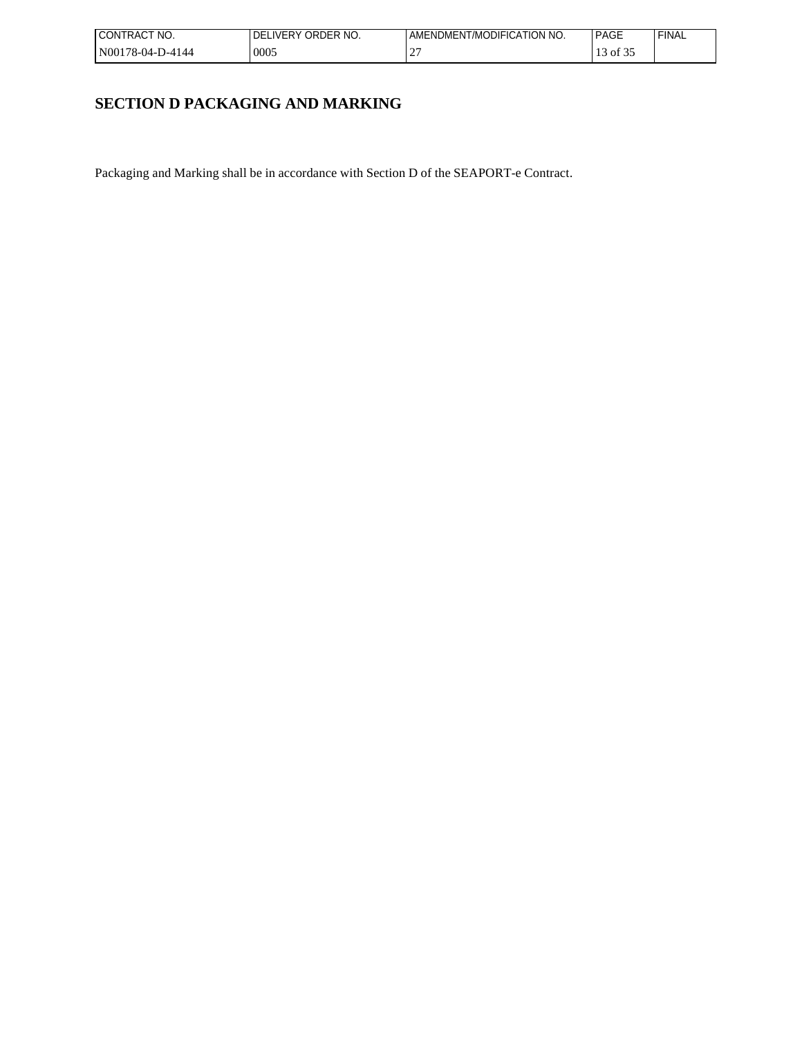# SECTION D PACKAGING AND MARKING

Packaging and Marking shall be in accordance with Section D of the SEAPORT-e Contract.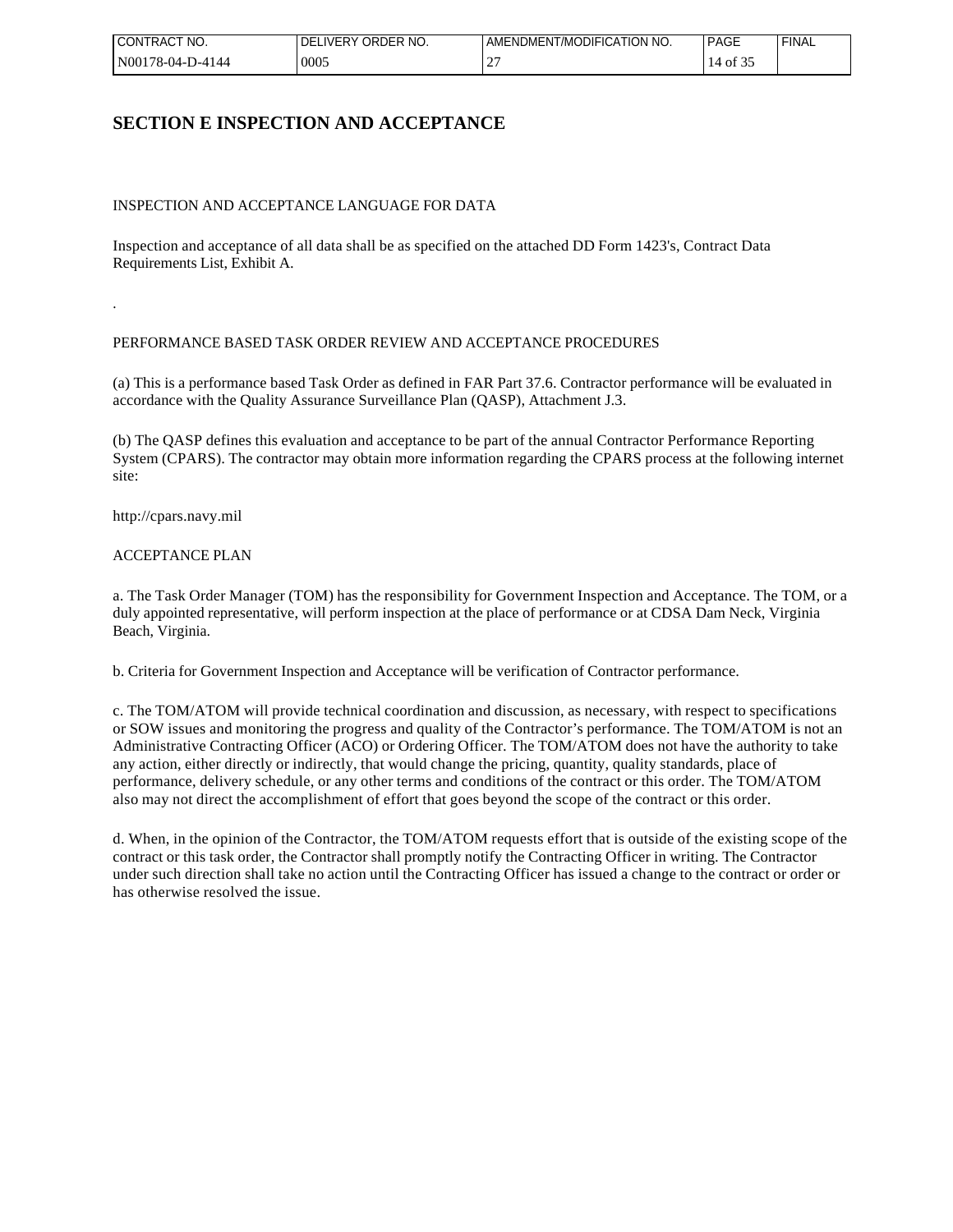# SECTION E INSPECTION AND ACCEPTANCE

INSPECTION AND ACCEPTANCE LANGUAGE FOR DATA

Inspection and acceptance of all data shall be as specified on the attached DD Form 1423's, Contract Data Requirements List, Exhibit A.

.

PERFORMANCE BASED TASK ORDER REVIEW AND ACCEPTANCE PROCEDURES

(a) This is a performance based Task Order as defined in FAR Part 37.6. Contractor performance will be evaluated in accordance with the Quality Assurance Surveillance Plan (QASP), Attachment J.3.

(b) The QASP defines this evaluation and acceptance to be part of the annual Contractor Performance Reporting System (CPARS). The contractor may obtain more information regarding the CPARS process at the following internet site:

http://cpars.navy.mil

ACCEPTANCE PLAN

a. The Task Order Manager (TOM) has the responsibility for Government Inspection and Acceptance. The TOM, or a duly appointed representative, will perform inspection at the place of performance or at CDSA Dam Neck, Virginia Beach, Virginia.

b. Criteria for Government Inspection and Acceptance will be verification of Contractor performance.

c. The TOM/ATOM will provide technical coordination and discussion, as necessary, with respect to specifications or SOW issues and monitoring the progress and quality of the Contractor's performance. The TOM/ATOM is not an Administrative Contracting Officer (ACO) or Ordering Officer. The TOM/ATOM does not have the authority to take any action, either directly or indirectly, that would change the pricing, quantity, quality standards, place of performance, delivery schedule, or any other terms and conditions of the contract or this order. The TOM/ATOM also may not direct the accomplishment of effort that goes beyond the scope of the contract or this order.

d. When, in the opinion of the Contractor, the TOM/ATOM requests effort that is outside of the existing scope of the contract or this task order, the Contractor shall promptly notify the Contracting Officer in writing. The Contractor under such direction shall take no action until the Contracting Officer has issued a change to the contract or order or has otherwise resolved the issue.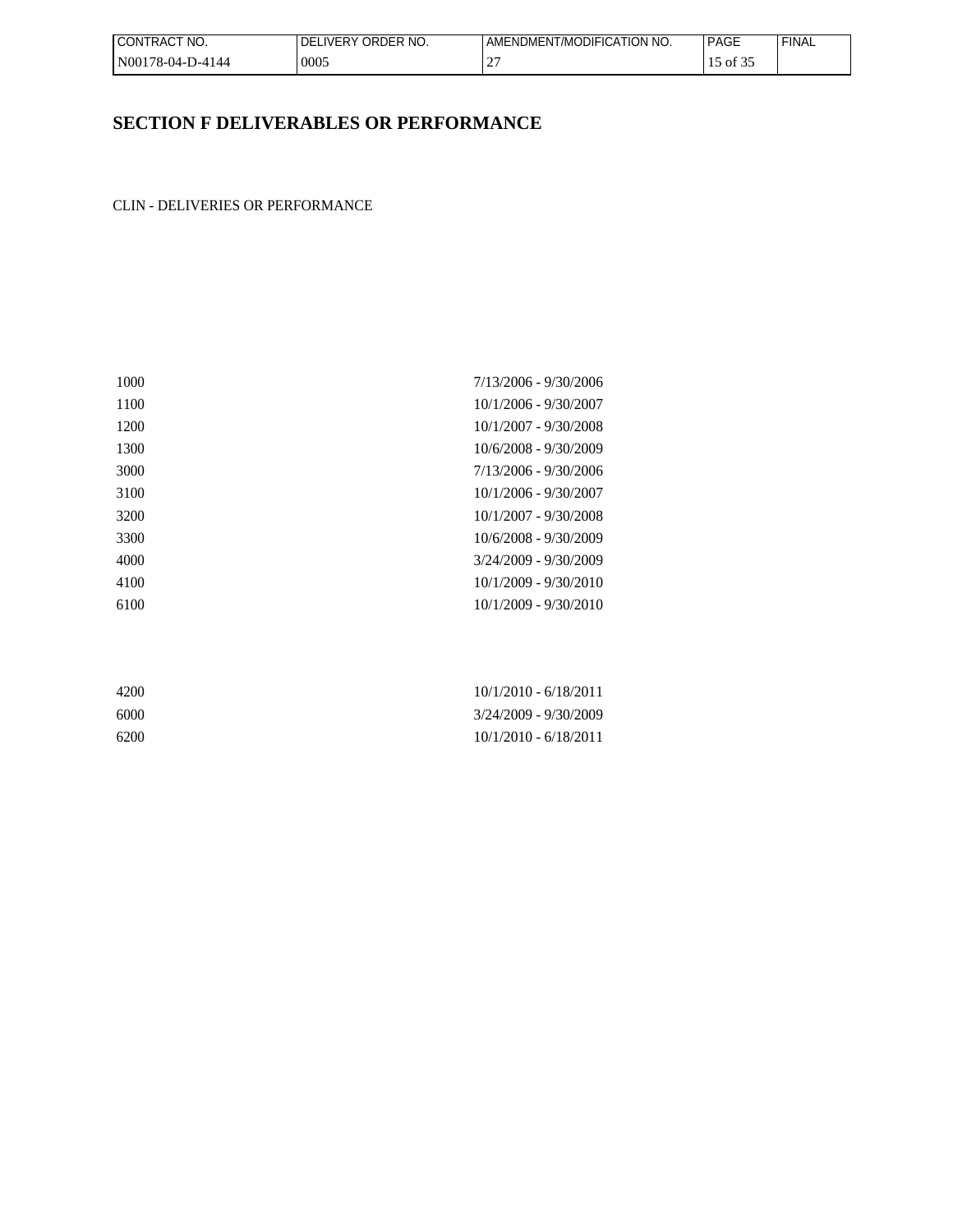# SECTION F DELIVERABLES OR PERFORMANCE

CLIN - DELIVERIES OR PERFORMANCE

| | |
|---|---|
| 1000 | 7/13/2006 - 9/30/2006 |
| 1100 | 10/1/2006 - 9/30/2007 |
| 1200 | 10/1/2007 - 9/30/2008 |
| 1300 | 10/6/2008 - 9/30/2009 |
| 3000 | 7/13/2006 - 9/30/2006 |
| 3100 | 10/1/2006 - 9/30/2007 |
| 3200 | 10/1/2007 - 9/30/2008 |
| 3300 | 10/6/2008 - 9/30/2009 |
| 4000 | 3/24/2009 - 9/30/2009 |
| 4100 | 10/1/2009 - 9/30/2010 |
| 6100 | 10/1/2009 - 9/30/2010 |

| | |
|---|---|
| 4200 | 10/1/2010 - 6/18/2011 |
| 6000 | 3/24/2009 - 9/30/2009 |
| 6200 | 10/1/2010 - 6/18/2011 |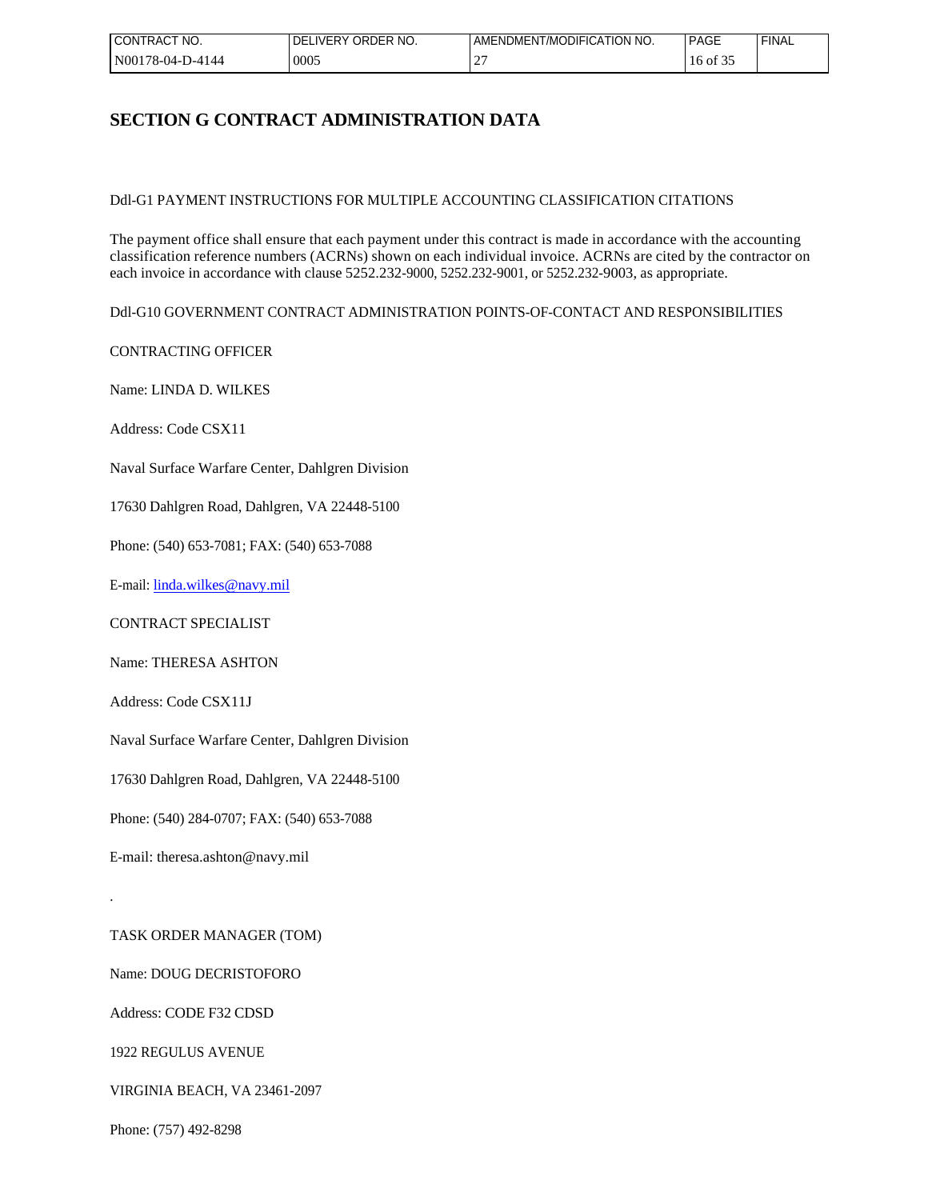# SECTION G CONTRACT ADMINISTRATION DATA

Ddl-G1 PAYMENT INSTRUCTIONS FOR MULTIPLE ACCOUNTING CLASSIFICATION CITATIONS

The payment office shall ensure that each payment under this contract is made in accordance with the accounting classification reference numbers (ACRNs) shown on each individual invoice. ACRNs are cited by the contractor on each invoice in accordance with clause 5252.232-9000, 5252.232-9001, or 5252.232-9003, as appropriate.

Ddl-G10 GOVERNMENT CONTRACT ADMINISTRATION POINTS-OF-CONTACT AND RESPONSIBILITIES

CONTRACTING OFFICER

Name: LINDA D. WILKES

Address: Code CSX11

Naval Surface Warfare Center, Dahlgren Division

17630 Dahlgren Road, Dahlgren, VA 22448-5100

Phone: (540) 653-7081; FAX: (540) 653-7088

E-mail: linda.wilkes@navy.mil

CONTRACT SPECIALIST

Name: THERESA ASHTON

Address: Code CSX11J

Naval Surface Warfare Center, Dahlgren Division

17630 Dahlgren Road, Dahlgren, VA 22448-5100

Phone: (540) 284-0707; FAX: (540) 653-7088

E-mail: theresa.ashton@navy.mil

.

TASK ORDER MANAGER (TOM)

Name: DOUG DECRISTOFORO

Address: CODE F32 CDSD

1922 REGULUS AVENUE

VIRGINIA BEACH, VA 23461-2097

Phone: (757) 492-8298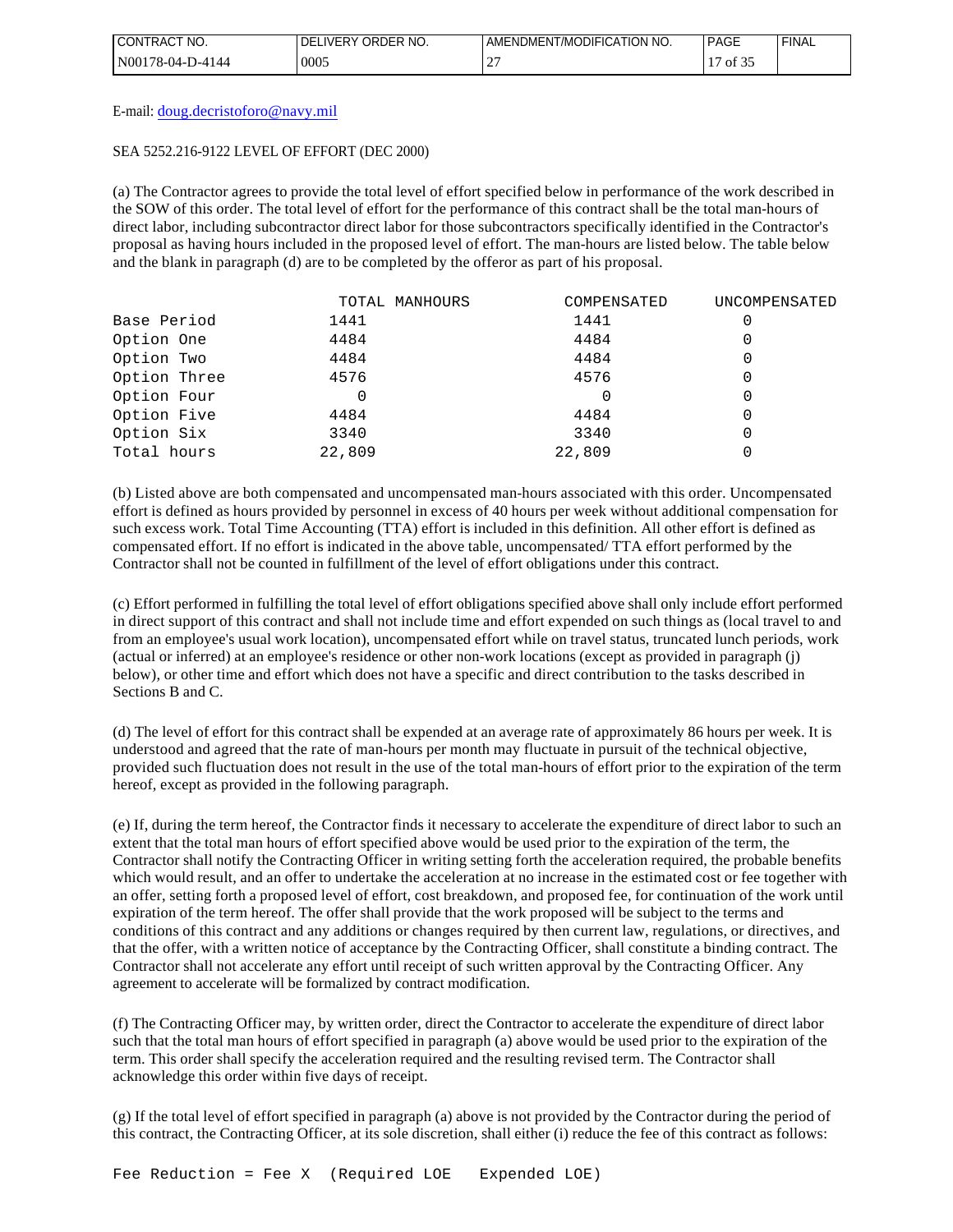E-mail: doug.decristoforo@navy.mil

SEA 5252.216-9122 LEVEL OF EFFORT (DEC 2000)

(a) The Contractor agrees to provide the total level of effort specified below in performance of the work described in the SOW of this order. The total level of effort for the performance of this contract shall be the total man-hours of direct labor, including subcontractor direct labor for those subcontractors specifically identified in the Contractor's proposal as having hours included in the proposed level of effort. The man-hours are listed below. The table below and the blank in paragraph (d) are to be completed by the offeror as part of his proposal.

| | TOTAL MANHOURS | COMPENSATED | UNCOMPENSATED |
|---|---|---|---|
| Base Period | 1441 | 1441 | 0 |
| Option One | 4484 | 4484 | 0 |
| Option Two | 4484 | 4484 | 0 |
| Option Three | 4576 | 4576 | 0 |
| Option Four | 0 | 0 | 0 |
| Option Five | 4484 | 4484 | 0 |
| Option Six | 3340 | 3340 | 0 |
| Total hours | 22,809 | 22,809 | 0 |

(b) Listed above are both compensated and uncompensated man-hours associated with this order. Uncompensated effort is defined as hours provided by personnel in excess of 40 hours per week without additional compensation for such excess work. Total Time Accounting (TTA) effort is included in this definition. All other effort is defined as compensated effort. If no effort is indicated in the above table, uncompensated/ TTA effort performed by the Contractor shall not be counted in fulfillment of the level of effort obligations under this contract.

(c) Effort performed in fulfilling the total level of effort obligations specified above shall only include effort performed in direct support of this contract and shall not include time and effort expended on such things as (local travel to and from an employee's usual work location), uncompensated effort while on travel status, truncated lunch periods, work (actual or inferred) at an employee's residence or other non-work locations (except as provided in paragraph (j) below), or other time and effort which does not have a specific and direct contribution to the tasks described in Sections B and C.

(d) The level of effort for this contract shall be expended at an average rate of approximately 86 hours per week. It is understood and agreed that the rate of man-hours per month may fluctuate in pursuit of the technical objective, provided such fluctuation does not result in the use of the total man-hours of effort prior to the expiration of the term hereof, except as provided in the following paragraph.

(e) If, during the term hereof, the Contractor finds it necessary to accelerate the expenditure of direct labor to such an extent that the total man hours of effort specified above would be used prior to the expiration of the term, the Contractor shall notify the Contracting Officer in writing setting forth the acceleration required, the probable benefits which would result, and an offer to undertake the acceleration at no increase in the estimated cost or fee together with an offer, setting forth a proposed level of effort, cost breakdown, and proposed fee, for continuation of the work until expiration of the term hereof. The offer shall provide that the work proposed will be subject to the terms and conditions of this contract and any additions or changes required by then current law, regulations, or directives, and that the offer, with a written notice of acceptance by the Contracting Officer, shall constitute a binding contract. The Contractor shall not accelerate any effort until receipt of such written approval by the Contracting Officer. Any agreement to accelerate will be formalized by contract modification.

(f) The Contracting Officer may, by written order, direct the Contractor to accelerate the expenditure of direct labor such that the total man hours of effort specified in paragraph (a) above would be used prior to the expiration of the term. This order shall specify the acceleration required and the resulting revised term. The Contractor shall acknowledge this order within five days of receipt.

(g) If the total level of effort specified in paragraph (a) above is not provided by the Contractor during the period of this contract, the Contracting Officer, at its sole discretion, shall either (i) reduce the fee of this contract as follows:

```
Fee Reduction = Fee X  (Required LOE   Expended LOE)
```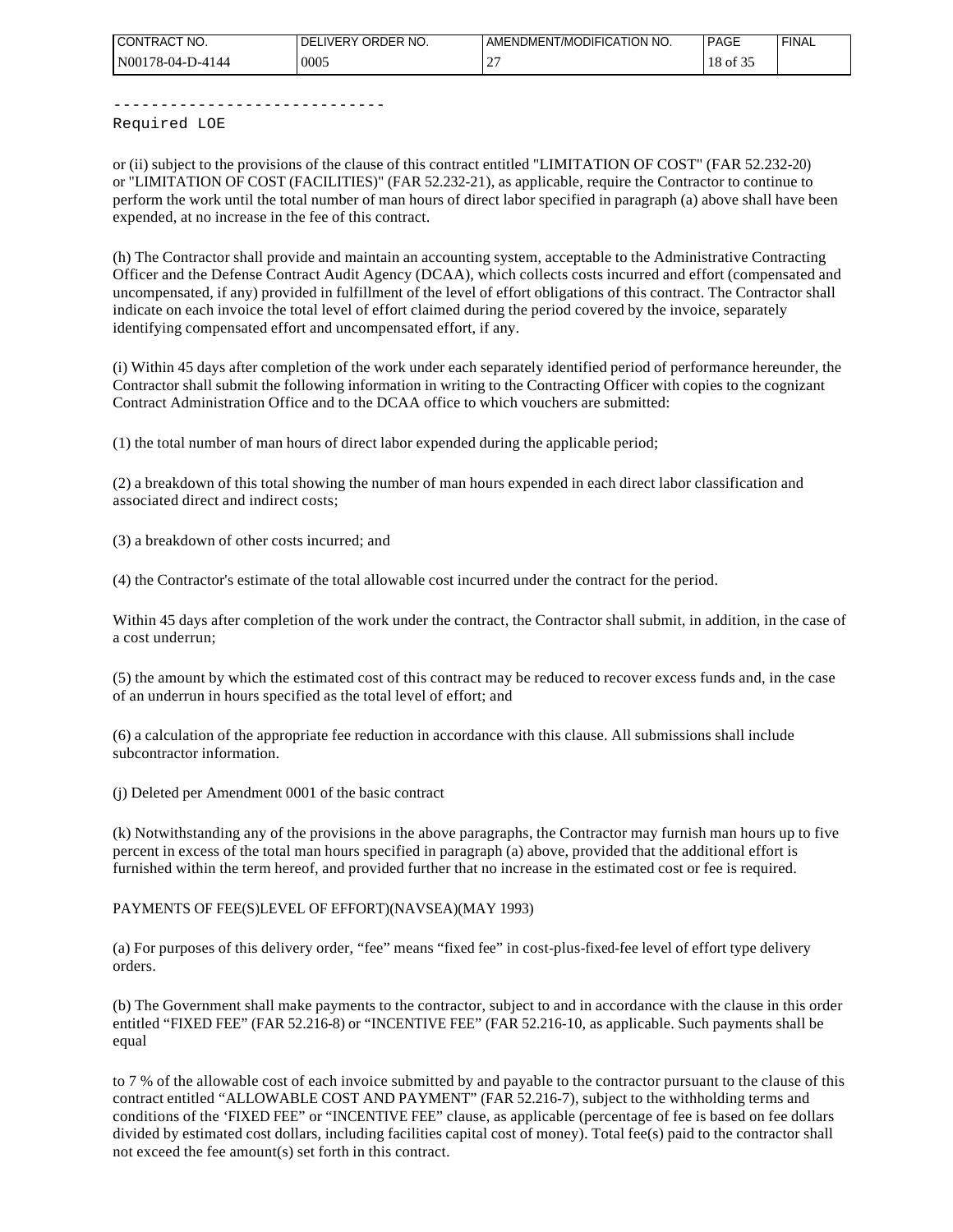----------------------------
Required LOE

or (ii) subject to the provisions of the clause of this contract entitled "LIMITATION OF COST" (FAR 52.232-20) or "LIMITATION OF COST (FACILITIES)" (FAR 52.232-21), as applicable, require the Contractor to continue to perform the work until the total number of man hours of direct labor specified in paragraph (a) above shall have been expended, at no increase in the fee of this contract.

(h) The Contractor shall provide and maintain an accounting system, acceptable to the Administrative Contracting Officer and the Defense Contract Audit Agency (DCAA), which collects costs incurred and effort (compensated and uncompensated, if any) provided in fulfillment of the level of effort obligations of this contract. The Contractor shall indicate on each invoice the total level of effort claimed during the period covered by the invoice, separately identifying compensated effort and uncompensated effort, if any.

(i) Within 45 days after completion of the work under each separately identified period of performance hereunder, the Contractor shall submit the following information in writing to the Contracting Officer with copies to the cognizant Contract Administration Office and to the DCAA office to which vouchers are submitted:

(1) the total number of man hours of direct labor expended during the applicable period;

(2) a breakdown of this total showing the number of man hours expended in each direct labor classification and associated direct and indirect costs;

(3) a breakdown of other costs incurred; and

(4) the Contractor's estimate of the total allowable cost incurred under the contract for the period.

Within 45 days after completion of the work under the contract, the Contractor shall submit, in addition, in the case of a cost underrun;

(5) the amount by which the estimated cost of this contract may be reduced to recover excess funds and, in the case of an underrun in hours specified as the total level of effort; and

(6) a calculation of the appropriate fee reduction in accordance with this clause. All submissions shall include subcontractor information.

(j) Deleted per Amendment 0001 of the basic contract

(k) Notwithstanding any of the provisions in the above paragraphs, the Contractor may furnish man hours up to five percent in excess of the total man hours specified in paragraph (a) above, provided that the additional effort is furnished within the term hereof, and provided further that no increase in the estimated cost or fee is required.

PAYMENTS OF FEE(S)LEVEL OF EFFORT)(NAVSEA)(MAY 1993)

(a) For purposes of this delivery order, “fee” means “fixed fee” in cost-plus-fixed-fee level of effort type delivery orders.

(b) The Government shall make payments to the contractor, subject to and in accordance with the clause in this order entitled “FIXED FEE” (FAR 52.216-8) or “INCENTIVE FEE” (FAR 52.216-10, as applicable. Such payments shall be equal

to 7 % of the allowable cost of each invoice submitted by and payable to the contractor pursuant to the clause of this contract entitled “ALLOWABLE COST AND PAYMENT” (FAR 52.216-7), subject to the withholding terms and conditions of the ‘FIXED FEE” or “INCENTIVE FEE” clause, as applicable (percentage of fee is based on fee dollars divided by estimated cost dollars, including facilities capital cost of money). Total fee(s) paid to the contractor shall not exceed the fee amount(s) set forth in this contract.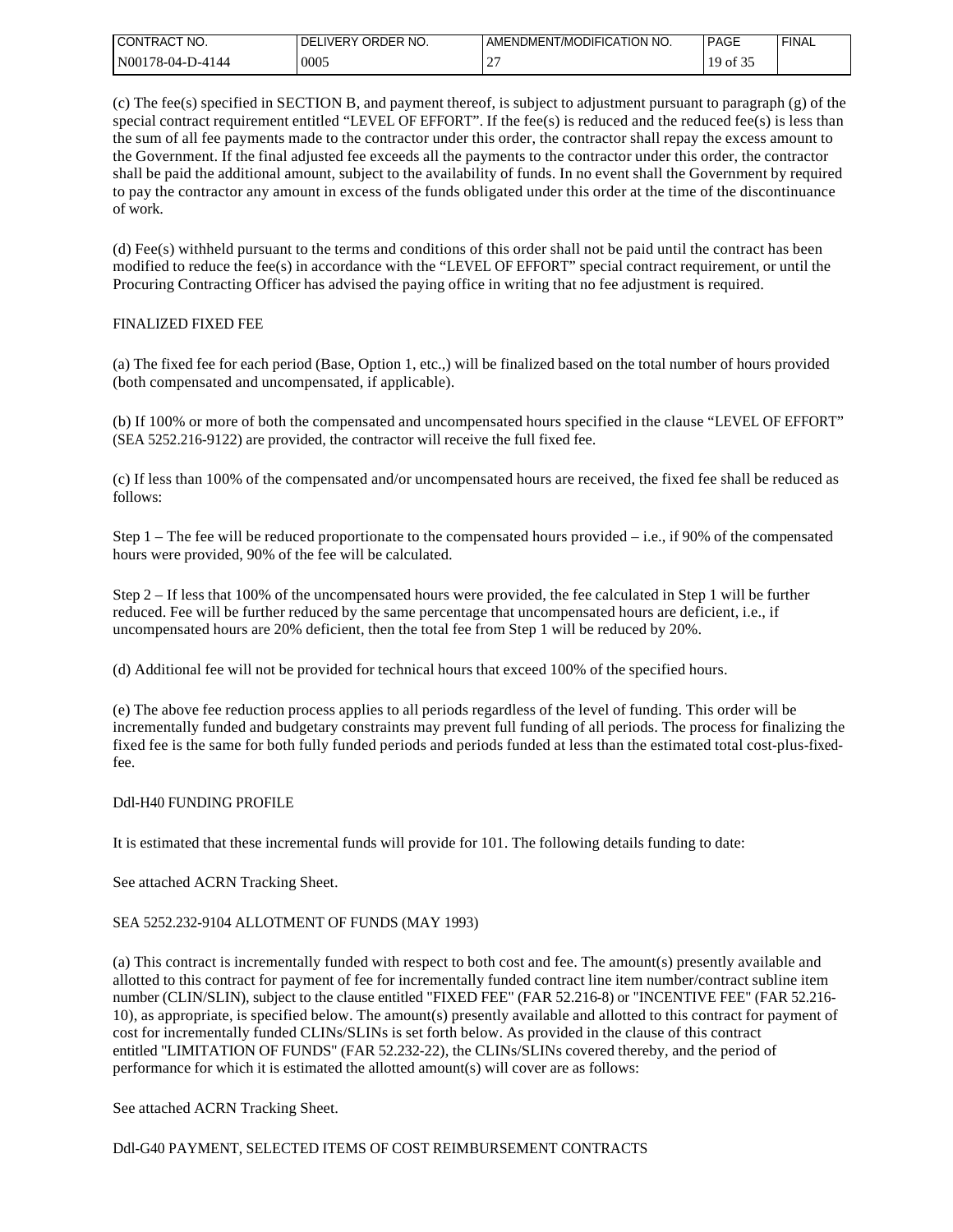(c) The fee(s) specified in SECTION B, and payment thereof, is subject to adjustment pursuant to paragraph (g) of the special contract requirement entitled "LEVEL OF EFFORT". If the fee(s) is reduced and the reduced fee(s) is less than the sum of all fee payments made to the contractor under this order, the contractor shall repay the excess amount to the Government. If the final adjusted fee exceeds all the payments to the contractor under this order, the contractor shall be paid the additional amount, subject to the availability of funds. In no event shall the Government by required to pay the contractor any amount in excess of the funds obligated under this order at the time of the discontinuance of work.

(d) Fee(s) withheld pursuant to the terms and conditions of this order shall not be paid until the contract has been modified to reduce the fee(s) in accordance with the "LEVEL OF EFFORT" special contract requirement, or until the Procuring Contracting Officer has advised the paying office in writing that no fee adjustment is required.

FINALIZED FIXED FEE

(a) The fixed fee for each period (Base, Option 1, etc.,) will be finalized based on the total number of hours provided (both compensated and uncompensated, if applicable).

(b) If 100% or more of both the compensated and uncompensated hours specified in the clause "LEVEL OF EFFORT" (SEA 5252.216-9122) are provided, the contractor will receive the full fixed fee.

(c) If less than 100% of the compensated and/or uncompensated hours are received, the fixed fee shall be reduced as follows:

Step 1 – The fee will be reduced proportionate to the compensated hours provided – i.e., if 90% of the compensated hours were provided, 90% of the fee will be calculated.

Step 2 – If less that 100% of the uncompensated hours were provided, the fee calculated in Step 1 will be further reduced. Fee will be further reduced by the same percentage that uncompensated hours are deficient, i.e., if uncompensated hours are 20% deficient, then the total fee from Step 1 will be reduced by 20%.

(d) Additional fee will not be provided for technical hours that exceed 100% of the specified hours.

(e) The above fee reduction process applies to all periods regardless of the level of funding. This order will be incrementally funded and budgetary constraints may prevent full funding of all periods. The process for finalizing the fixed fee is the same for both fully funded periods and periods funded at less than the estimated total cost-plus-fixed-fee.

Ddl-H40 FUNDING PROFILE

It is estimated that these incremental funds will provide for 101. The following details funding to date:

See attached ACRN Tracking Sheet.

SEA 5252.232-9104 ALLOTMENT OF FUNDS (MAY 1993)

(a) This contract is incrementally funded with respect to both cost and fee. The amount(s) presently available and allotted to this contract for payment of fee for incrementally funded contract line item number/contract subline item number (CLIN/SLIN), subject to the clause entitled "FIXED FEE" (FAR 52.216-8) or "INCENTIVE FEE" (FAR 52.216-10), as appropriate, is specified below. The amount(s) presently available and allotted to this contract for payment of cost for incrementally funded CLINs/SLINs is set forth below. As provided in the clause of this contract entitled "LIMITATION OF FUNDS" (FAR 52.232-22), the CLINs/SLINs covered thereby, and the period of performance for which it is estimated the allotted amount(s) will cover are as follows:

See attached ACRN Tracking Sheet.

Ddl-G40 PAYMENT, SELECTED ITEMS OF COST REIMBURSEMENT CONTRACTS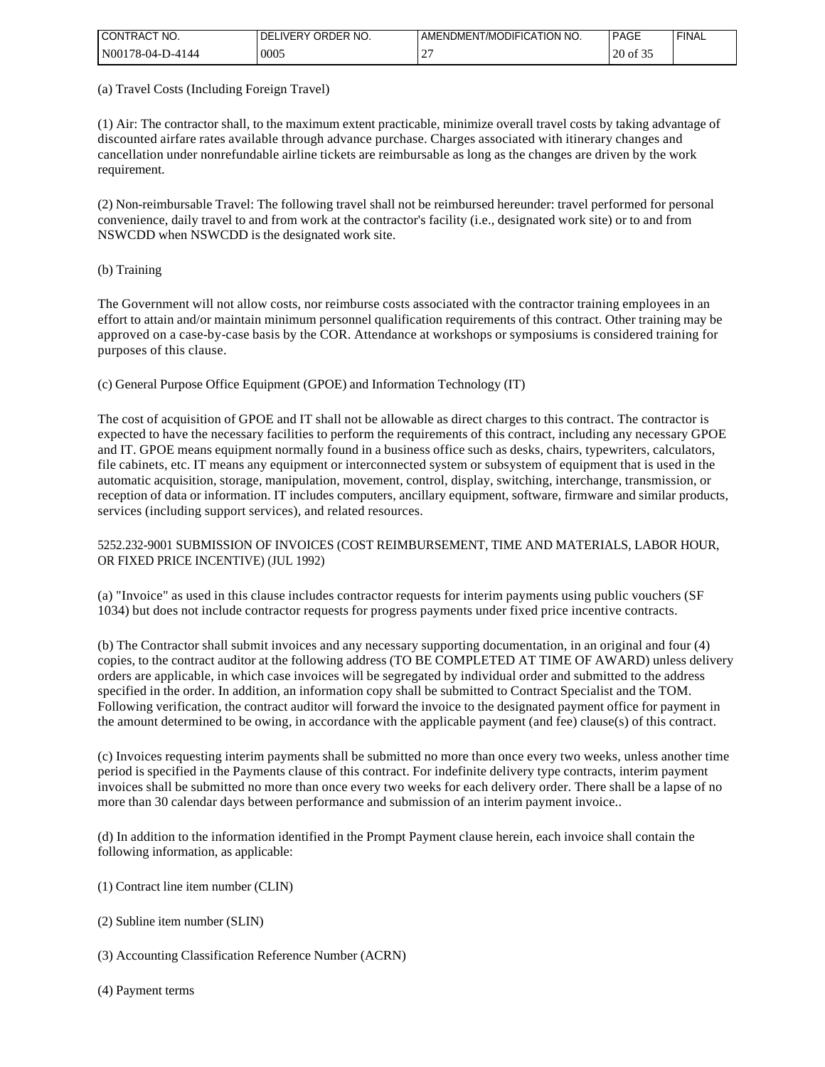(a) Travel Costs (Including Foreign Travel)

(1) Air: The contractor shall, to the maximum extent practicable, minimize overall travel costs by taking advantage of discounted airfare rates available through advance purchase. Charges associated with itinerary changes and cancellation under nonrefundable airline tickets are reimbursable as long as the changes are driven by the work requirement.

(2) Non-reimbursable Travel: The following travel shall not be reimbursed hereunder: travel performed for personal convenience, daily travel to and from work at the contractor's facility (i.e., designated work site) or to and from NSWCDD when NSWCDD is the designated work site.

(b) Training

The Government will not allow costs, nor reimburse costs associated with the contractor training employees in an effort to attain and/or maintain minimum personnel qualification requirements of this contract. Other training may be approved on a case-by-case basis by the COR. Attendance at workshops or symposiums is considered training for purposes of this clause.

(c) General Purpose Office Equipment (GPOE) and Information Technology (IT)

The cost of acquisition of GPOE and IT shall not be allowable as direct charges to this contract. The contractor is expected to have the necessary facilities to perform the requirements of this contract, including any necessary GPOE and IT. GPOE means equipment normally found in a business office such as desks, chairs, typewriters, calculators, file cabinets, etc. IT means any equipment or interconnected system or subsystem of equipment that is used in the automatic acquisition, storage, manipulation, movement, control, display, switching, interchange, transmission, or reception of data or information. IT includes computers, ancillary equipment, software, firmware and similar products, services (including support services), and related resources.

5252.232-9001 SUBMISSION OF INVOICES (COST REIMBURSEMENT, TIME AND MATERIALS, LABOR HOUR, OR FIXED PRICE INCENTIVE) (JUL 1992)

(a) "Invoice" as used in this clause includes contractor requests for interim payments using public vouchers (SF 1034) but does not include contractor requests for progress payments under fixed price incentive contracts.

(b) The Contractor shall submit invoices and any necessary supporting documentation, in an original and four (4) copies, to the contract auditor at the following address (TO BE COMPLETED AT TIME OF AWARD) unless delivery orders are applicable, in which case invoices will be segregated by individual order and submitted to the address specified in the order. In addition, an information copy shall be submitted to Contract Specialist and the TOM. Following verification, the contract auditor will forward the invoice to the designated payment office for payment in the amount determined to be owing, in accordance with the applicable payment (and fee) clause(s) of this contract.

(c) Invoices requesting interim payments shall be submitted no more than once every two weeks, unless another time period is specified in the Payments clause of this contract. For indefinite delivery type contracts, interim payment invoices shall be submitted no more than once every two weeks for each delivery order. There shall be a lapse of no more than 30 calendar days between performance and submission of an interim payment invoice..

(d) In addition to the information identified in the Prompt Payment clause herein, each invoice shall contain the following information, as applicable:

(1) Contract line item number (CLIN)

(2) Subline item number (SLIN)

(3) Accounting Classification Reference Number (ACRN)

(4) Payment terms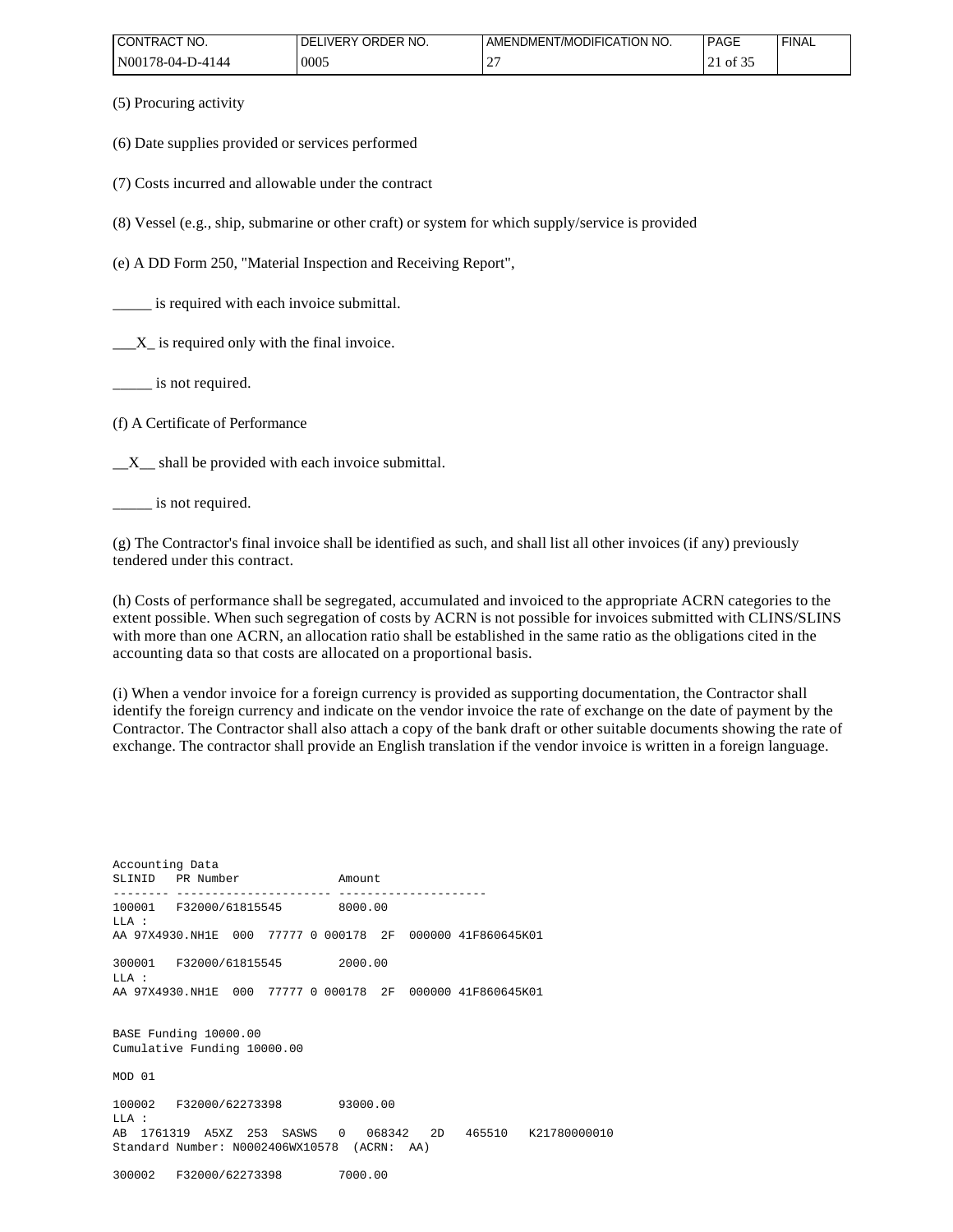(5) Procuring activity

(6) Date supplies provided or services performed

(7) Costs incurred and allowable under the contract

(8) Vessel (e.g., ship, submarine or other craft) or system for which supply/service is provided

(e) A DD Form 250, "Material Inspection and Receiving Report",

_____ is required with each invoice submittal.

___X_ is required only with the final invoice.

_____ is not required.

(f) A Certificate of Performance

__X__ shall be provided with each invoice submittal.

_____ is not required.

(g) The Contractor's final invoice shall be identified as such, and shall list all other invoices (if any) previously tendered under this contract.

(h) Costs of performance shall be segregated, accumulated and invoiced to the appropriate ACRN categories to the extent possible. When such segregation of costs by ACRN is not possible for invoices submitted with CLINS/SLINS with more than one ACRN, an allocation ratio shall be established in the same ratio as the obligations cited in the accounting data so that costs are allocated on a proportional basis.

(i) When a vendor invoice for a foreign currency is provided as supporting documentation, the Contractor shall identify the foreign currency and indicate on the vendor invoice the rate of exchange on the date of payment by the Contractor. The Contractor shall also attach a copy of the bank draft or other suitable documents showing the rate of exchange. The contractor shall provide an English translation if the vendor invoice is written in a foreign language.

```
Accounting Data
SLINID   PR Number              Amount
-------- ---------------------- ---------------------
100001   F32000/61815545        8000.00
LLA :
AA 97X4930.NH1E  000  77777 0 000178  2F  000000 41F860645K01

300001   F32000/61815545        2000.00
LLA :
AA 97X4930.NH1E  000  77777 0 000178  2F  000000 41F860645K01


BASE Funding 10000.00
Cumulative Funding 10000.00

MOD 01

100002   F32000/62273398        93000.00
LLA :
AB  1761319  A5XZ  253  SASWS   0   068342   2D   465510   K21780000010
Standard Number: N0002406WX10578  (ACRN:  AA)

300002   F32000/62273398        7000.00
```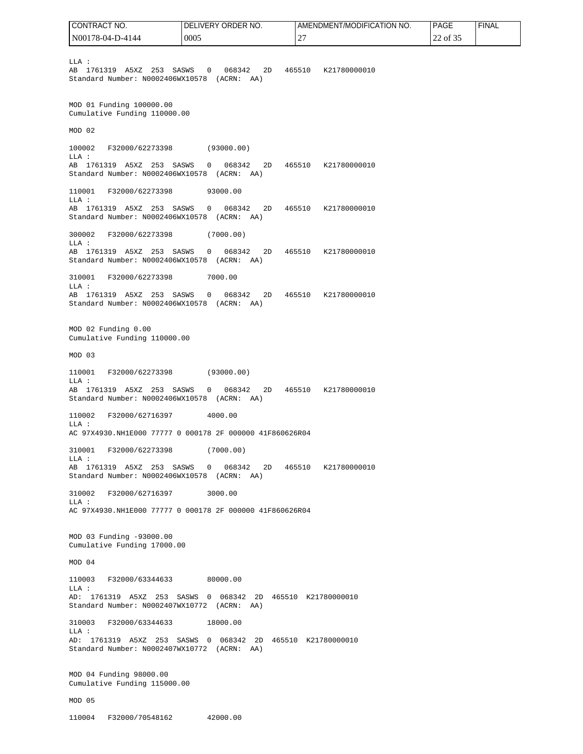LLA :
AB 1761319 A5XZ 253 SASWS 0 068342 2D 465510 K21780000010
Standard Number: N0002406WX10578 (ACRN: AA)

MOD 01 Funding 100000.00
Cumulative Funding 110000.00

MOD 02

100002 F32000/62273398 (93000.00)
LLA :
AB 1761319 A5XZ 253 SASWS 0 068342 2D 465510 K21780000010
Standard Number: N0002406WX10578 (ACRN: AA)

110001 F32000/62273398 93000.00
LLA :
AB 1761319 A5XZ 253 SASWS 0 068342 2D 465510 K21780000010
Standard Number: N0002406WX10578 (ACRN: AA)

300002 F32000/62273398 (7000.00)
LLA :
AB 1761319 A5XZ 253 SASWS 0 068342 2D 465510 K21780000010
Standard Number: N0002406WX10578 (ACRN: AA)

310001 F32000/62273398 7000.00
LLA :
AB 1761319 A5XZ 253 SASWS 0 068342 2D 465510 K21780000010
Standard Number: N0002406WX10578 (ACRN: AA)

MOD 02 Funding 0.00
Cumulative Funding 110000.00

MOD 03

110001 F32000/62273398 (93000.00)
LLA :
AB 1761319 A5XZ 253 SASWS 0 068342 2D 465510 K21780000010
Standard Number: N0002406WX10578 (ACRN: AA)

110002 F32000/62716397 4000.00
LLA :
AC 97X4930.NH1E000 77777 0 000178 2F 000000 41F860626R04

310001 F32000/62273398 (7000.00)
LLA :
AB 1761319 A5XZ 253 SASWS 0 068342 2D 465510 K21780000010
Standard Number: N0002406WX10578 (ACRN: AA)

310002 F32000/62716397 3000.00
LLA :
AC 97X4930.NH1E000 77777 0 000178 2F 000000 41F860626R04

MOD 03 Funding -93000.00
Cumulative Funding 17000.00

MOD 04

110003 F32000/63344633 80000.00
LLA :
AD: 1761319 A5XZ 253 SASWS 0 068342 2D 465510 K21780000010
Standard Number: N0002407WX10772 (ACRN: AA)

310003 F32000/63344633 18000.00
LLA :
AD: 1761319 A5XZ 253 SASWS 0 068342 2D 465510 K21780000010
Standard Number: N0002407WX10772 (ACRN: AA)

MOD 04 Funding 98000.00
Cumulative Funding 115000.00

MOD 05

110004 F32000/70548162 42000.00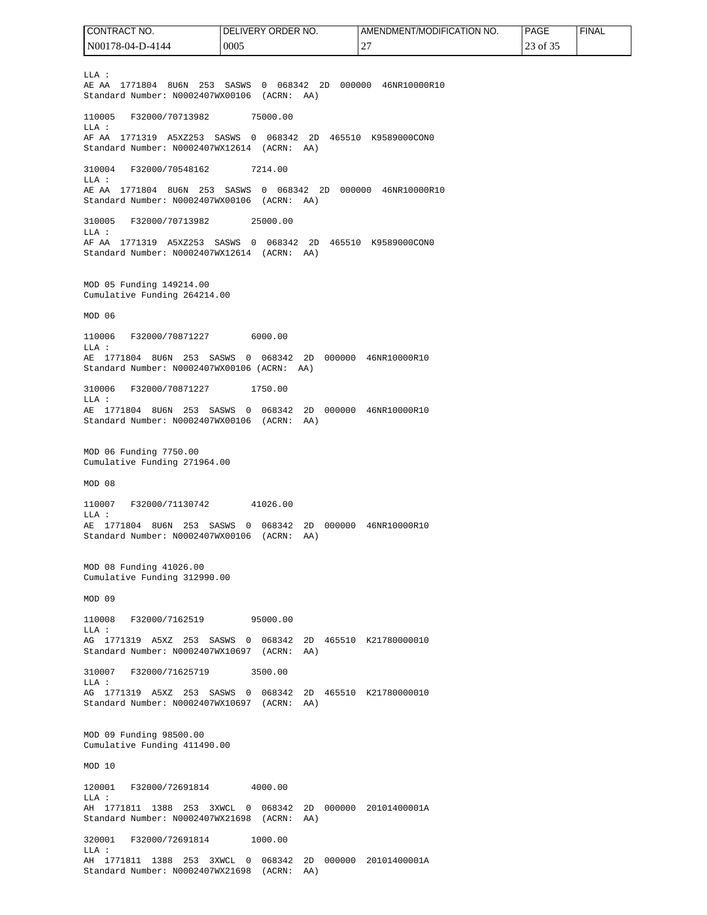LLA :
AE AA 1771804 8U6N 253 SASWS 0 068342 2D 000000 46NR10000R10
Standard Number: N0002407WX00106 (ACRN: AA)

110005 F32000/70713982 75000.00
LLA :
AF AA 1771319 A5XZ253 SASWS 0 068342 2D 465510 K9589000CON0
Standard Number: N0002407WX12614 (ACRN: AA)

310004 F32000/70548162 7214.00
LLA :
AE AA 1771804 8U6N 253 SASWS 0 068342 2D 000000 46NR10000R10
Standard Number: N0002407WX00106 (ACRN: AA)

310005 F32000/70713982 25000.00
LLA :
AF AA 1771319 A5XZ253 SASWS 0 068342 2D 465510 K9589000CON0
Standard Number: N0002407WX12614 (ACRN: AA)

MOD 05 Funding 149214.00
Cumulative Funding 264214.00

MOD 06

110006 F32000/70871227 6000.00
LLA :
AE 1771804 8U6N 253 SASWS 0 068342 2D 000000 46NR10000R10
Standard Number: N0002407WX00106 (ACRN: AA)

310006 F32000/70871227 1750.00
LLA :
AE 1771804 8U6N 253 SASWS 0 068342 2D 000000 46NR10000R10
Standard Number: N0002407WX00106 (ACRN: AA)

MOD 06 Funding 7750.00
Cumulative Funding 271964.00

MOD 08

110007 F32000/71130742 41026.00
LLA :
AE 1771804 8U6N 253 SASWS 0 068342 2D 000000 46NR10000R10
Standard Number: N0002407WX00106 (ACRN: AA)

MOD 08 Funding 41026.00
Cumulative Funding 312990.00

MOD 09

110008 F32000/7162519 95000.00
LLA :
AG 1771319 A5XZ 253 SASWS 0 068342 2D 465510 K21780000010
Standard Number: N0002407WX10697 (ACRN: AA)

310007 F32000/71625719 3500.00
LLA :
AG 1771319 A5XZ 253 SASWS 0 068342 2D 465510 K21780000010
Standard Number: N0002407WX10697 (ACRN: AA)

MOD 09 Funding 98500.00
Cumulative Funding 411490.00

MOD 10

120001 F32000/72691814 4000.00
LLA :
AH 1771811 1388 253 3XWCL 0 068342 2D 000000 20101400001A
Standard Number: N0002407WX21698 (ACRN: AA)

320001 F32000/72691814 1000.00
LLA :
AH 1771811 1388 253 3XWCL 0 068342 2D 000000 20101400001A
Standard Number: N0002407WX21698 (ACRN: AA)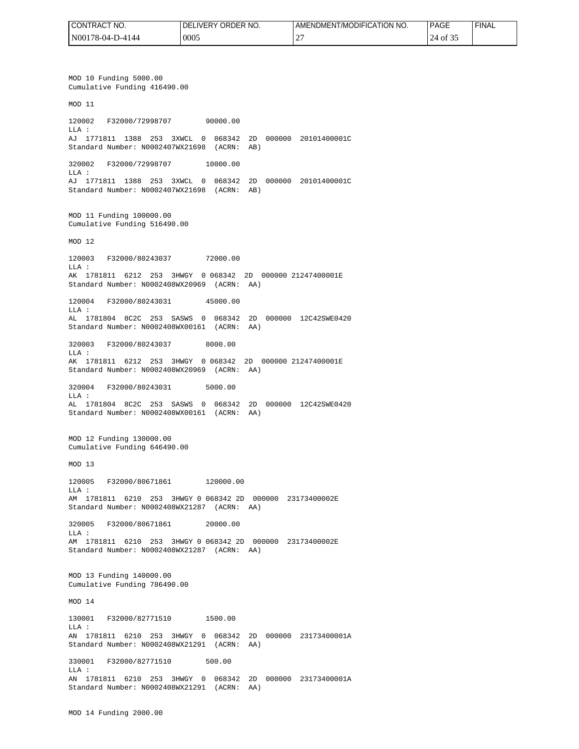MOD 10 Funding 5000.00
Cumulative Funding 416490.00

MOD 11

120002 F32000/72998707 90000.00
LLA :
AJ 1771811 1388 253 3XWCL 0 068342 2D 000000 20101400001C
Standard Number: N0002407WX21698 (ACRN: AB)

320002 F32000/72998707 10000.00
LLA :
AJ 1771811 1388 253 3XWCL 0 068342 2D 000000 20101400001C
Standard Number: N0002407WX21698 (ACRN: AB)

MOD 11 Funding 100000.00
Cumulative Funding 516490.00

MOD 12

120003 F32000/80243037 72000.00
LLA :
AK 1781811 6212 253 3HWGY 0 068342 2D 000000 21247400001E
Standard Number: N0002408WX20969 (ACRN: AA)

120004 F32000/80243031 45000.00
LLA :
AL 1781804 8C2C 253 SASWS 0 068342 2D 000000 12C42SWE0420
Standard Number: N0002408WX00161 (ACRN: AA)

320003 F32000/80243037 8000.00
LLA :
AK 1781811 6212 253 3HWGY 0 068342 2D 000000 21247400001E
Standard Number: N0002408WX20969 (ACRN: AA)

320004 F32000/80243031 5000.00
LLA :
AL 1781804 8C2C 253 SASWS 0 068342 2D 000000 12C42SWE0420
Standard Number: N0002408WX00161 (ACRN: AA)

MOD 12 Funding 130000.00
Cumulative Funding 646490.00

MOD 13

120005 F32000/80671861 120000.00
LLA :
AM 1781811 6210 253 3HWGY 0 068342 2D 000000 23173400002E
Standard Number: N0002408WX21287 (ACRN: AA)

320005 F32000/80671861 20000.00
LLA :
AM 1781811 6210 253 3HWGY 0 068342 2D 000000 23173400002E
Standard Number: N0002408WX21287 (ACRN: AA)

MOD 13 Funding 140000.00
Cumulative Funding 786490.00

MOD 14

130001 F32000/82771510 1500.00
LLA :
AN 1781811 6210 253 3HWGY 0 068342 2D 000000 23173400001A
Standard Number: N0002408WX21291 (ACRN: AA)

330001 F32000/82771510 500.00
LLA :
AN 1781811 6210 253 3HWGY 0 068342 2D 000000 23173400001A
Standard Number: N0002408WX21291 (ACRN: AA)

MOD 14 Funding 2000.00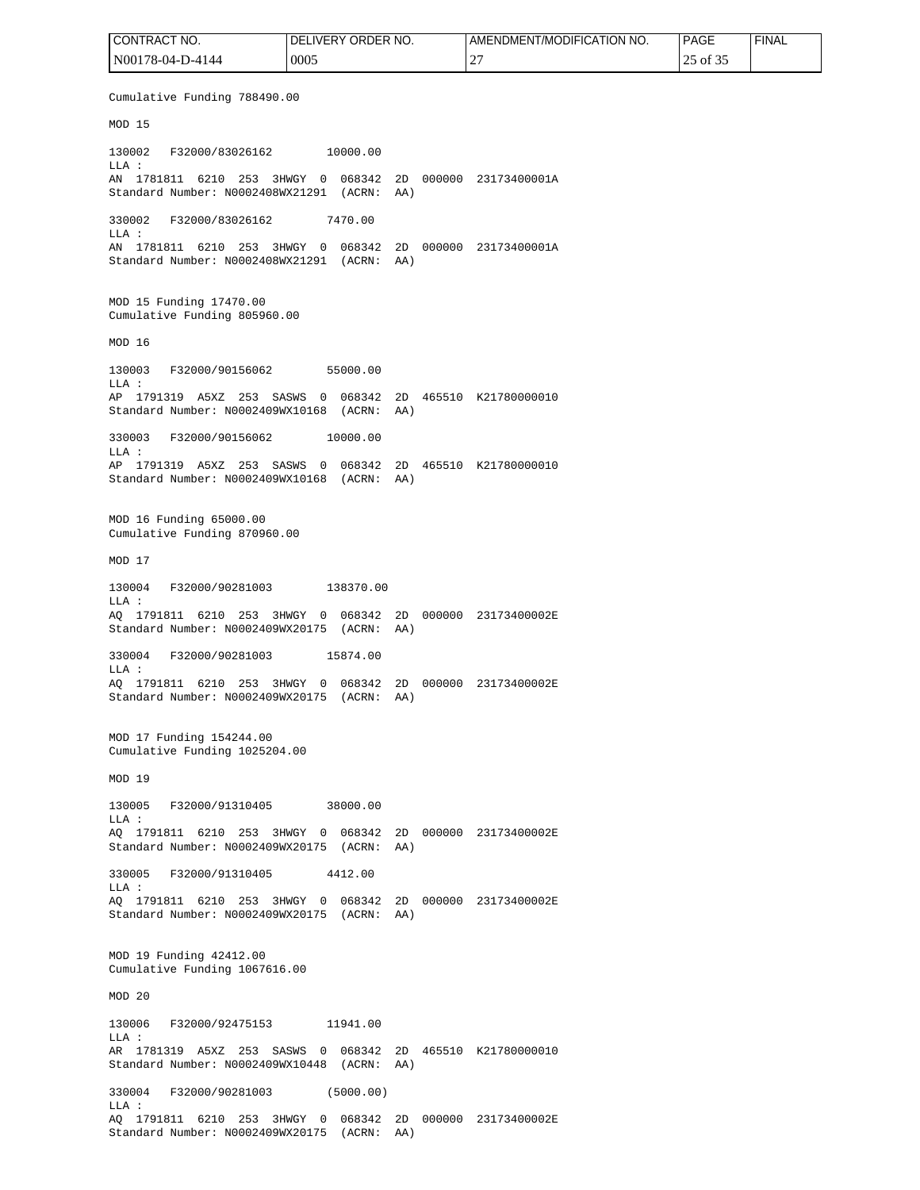Cumulative Funding 788490.00

MOD 15

130002 F32000/83026162 10000.00
LLA :
AN 1781811 6210 253 3HWGY 0 068342 2D 000000 23173400001A
Standard Number: N0002408WX21291 (ACRN: AA)

330002 F32000/83026162 7470.00
LLA :
AN 1781811 6210 253 3HWGY 0 068342 2D 000000 23173400001A
Standard Number: N0002408WX21291 (ACRN: AA)

MOD 15 Funding 17470.00
Cumulative Funding 805960.00

MOD 16

130003 F32000/90156062 55000.00
LLA :
AP 1791319 A5XZ 253 SASWS 0 068342 2D 465510 K21780000010
Standard Number: N0002409WX10168 (ACRN: AA)

330003 F32000/90156062 10000.00
LLA :
AP 1791319 A5XZ 253 SASWS 0 068342 2D 465510 K21780000010
Standard Number: N0002409WX10168 (ACRN: AA)

MOD 16 Funding 65000.00
Cumulative Funding 870960.00

MOD 17

130004 F32000/90281003 138370.00
LLA :
AQ 1791811 6210 253 3HWGY 0 068342 2D 000000 23173400002E
Standard Number: N0002409WX20175 (ACRN: AA)

330004 F32000/90281003 15874.00
LLA :
AQ 1791811 6210 253 3HWGY 0 068342 2D 000000 23173400002E
Standard Number: N0002409WX20175 (ACRN: AA)

MOD 17 Funding 154244.00
Cumulative Funding 1025204.00

MOD 19

130005 F32000/91310405 38000.00
LLA :
AQ 1791811 6210 253 3HWGY 0 068342 2D 000000 23173400002E
Standard Number: N0002409WX20175 (ACRN: AA)

330005 F32000/91310405 4412.00
LLA :
AQ 1791811 6210 253 3HWGY 0 068342 2D 000000 23173400002E
Standard Number: N0002409WX20175 (ACRN: AA)

MOD 19 Funding 42412.00
Cumulative Funding 1067616.00

MOD 20

130006 F32000/92475153 11941.00
LLA :
AR 1781319 A5XZ 253 SASWS 0 068342 2D 465510 K21780000010
Standard Number: N0002409WX10448 (ACRN: AA)

330004 F32000/90281003 (5000.00)
LLA :
AQ 1791811 6210 253 3HWGY 0 068342 2D 000000 23173400002E
Standard Number: N0002409WX20175 (ACRN: AA)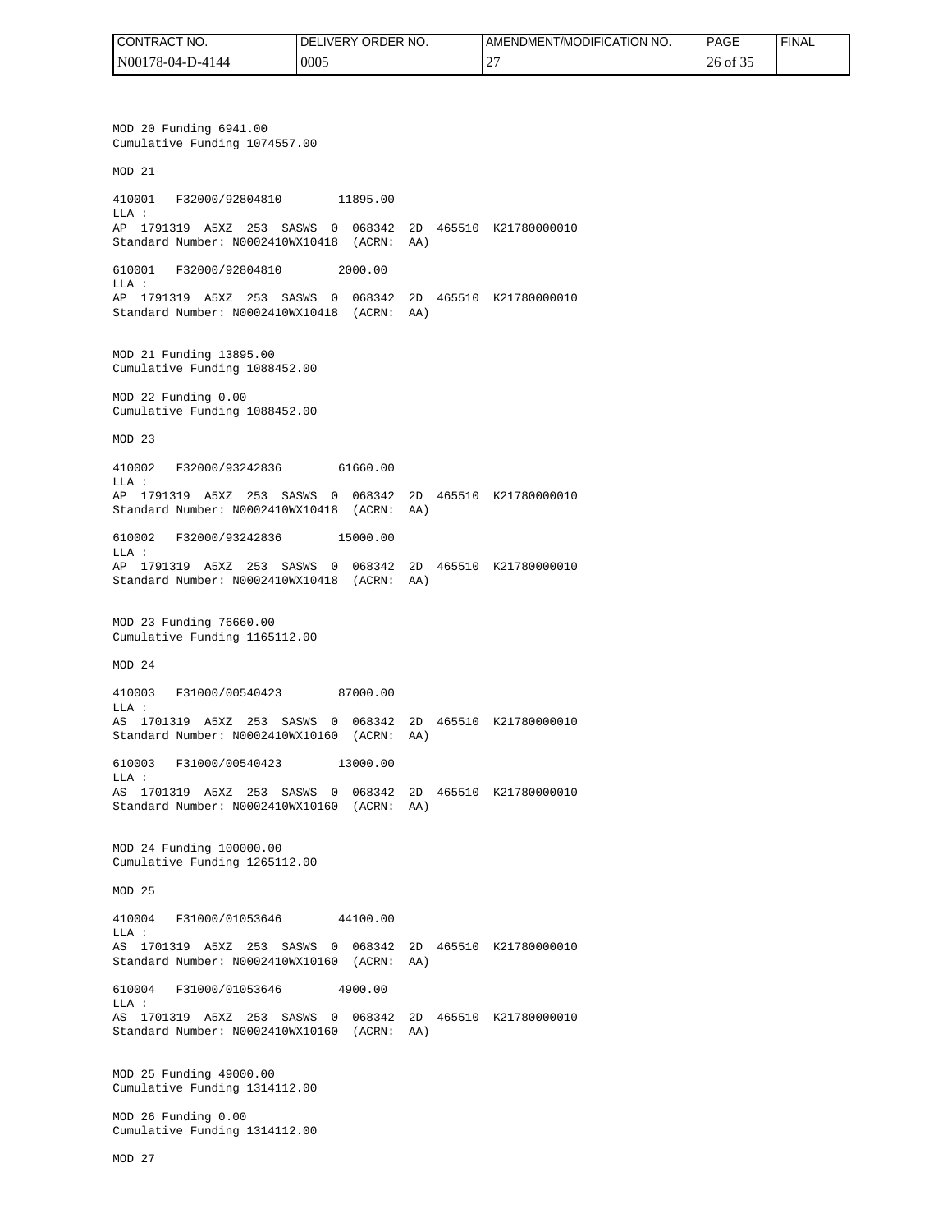MOD 20 Funding 6941.00
Cumulative Funding 1074557.00

MOD 21

410001 F32000/92804810 11895.00
LLA :
AP 1791319 A5XZ 253 SASWS 0 068342 2D 465510 K21780000010
Standard Number: N0002410WX10418 (ACRN: AA)

610001 F32000/92804810 2000.00
LLA :
AP 1791319 A5XZ 253 SASWS 0 068342 2D 465510 K21780000010
Standard Number: N0002410WX10418 (ACRN: AA)

MOD 21 Funding 13895.00
Cumulative Funding 1088452.00

MOD 22 Funding 0.00
Cumulative Funding 1088452.00

MOD 23

410002 F32000/93242836 61660.00
LLA :
AP 1791319 A5XZ 253 SASWS 0 068342 2D 465510 K21780000010
Standard Number: N0002410WX10418 (ACRN: AA)

610002 F32000/93242836 15000.00
LLA :
AP 1791319 A5XZ 253 SASWS 0 068342 2D 465510 K21780000010
Standard Number: N0002410WX10418 (ACRN: AA)

MOD 23 Funding 76660.00
Cumulative Funding 1165112.00

MOD 24

410003 F31000/00540423 87000.00
LLA :
AS 1701319 A5XZ 253 SASWS 0 068342 2D 465510 K21780000010
Standard Number: N0002410WX10160 (ACRN: AA)

610003 F31000/00540423 13000.00
LLA :
AS 1701319 A5XZ 253 SASWS 0 068342 2D 465510 K21780000010
Standard Number: N0002410WX10160 (ACRN: AA)

MOD 24 Funding 100000.00
Cumulative Funding 1265112.00

MOD 25

410004 F31000/01053646 44100.00
LLA :
AS 1701319 A5XZ 253 SASWS 0 068342 2D 465510 K21780000010
Standard Number: N0002410WX10160 (ACRN: AA)

610004 F31000/01053646 4900.00
LLA :
AS 1701319 A5XZ 253 SASWS 0 068342 2D 465510 K21780000010
Standard Number: N0002410WX10160 (ACRN: AA)

MOD 25 Funding 49000.00
Cumulative Funding 1314112.00

MOD 26 Funding 0.00
Cumulative Funding 1314112.00

MOD 27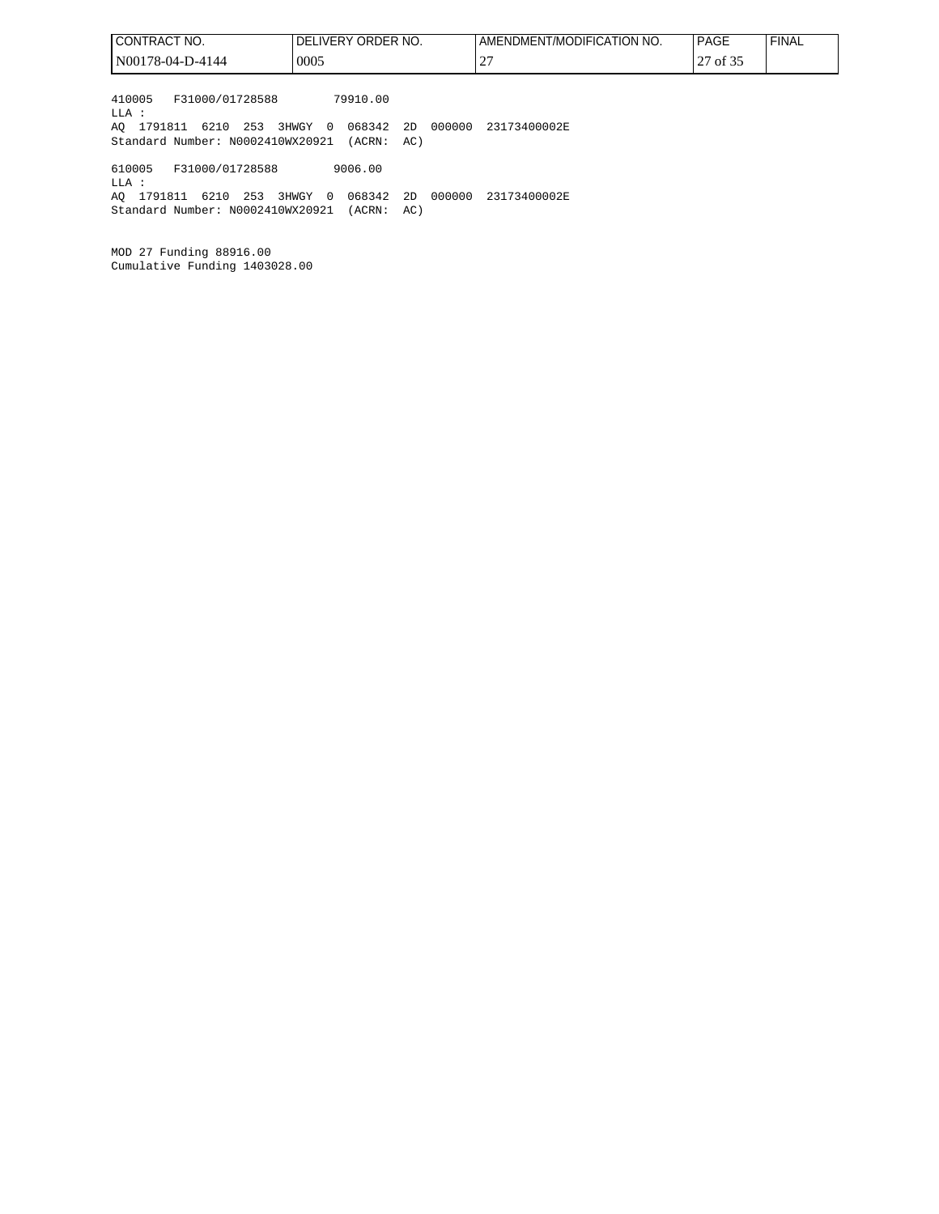| CONTRACT NO. | DELIVERY ORDER NO. | AMENDMENT/MODIFICATION NO. | PAGE | FINAL |
| --- | --- | --- | --- | --- |
| N00178-04-D-4144 | 0005 | 27 | 27 of 35 | |

```
410005   F31000/01728588         79910.00
LLA :
AQ  1791811  6210  253  3HWGY  0  068342  2D  000000  23173400002E
Standard Number: N0002410WX20921  (ACRN:  AC)

610005   F31000/01728588         9006.00
LLA :
AQ  1791811  6210  253  3HWGY  0  068342  2D  000000  23173400002E
Standard Number: N0002410WX20921  (ACRN:  AC)
```

MOD 27 Funding 88916.00
Cumulative Funding 1403028.00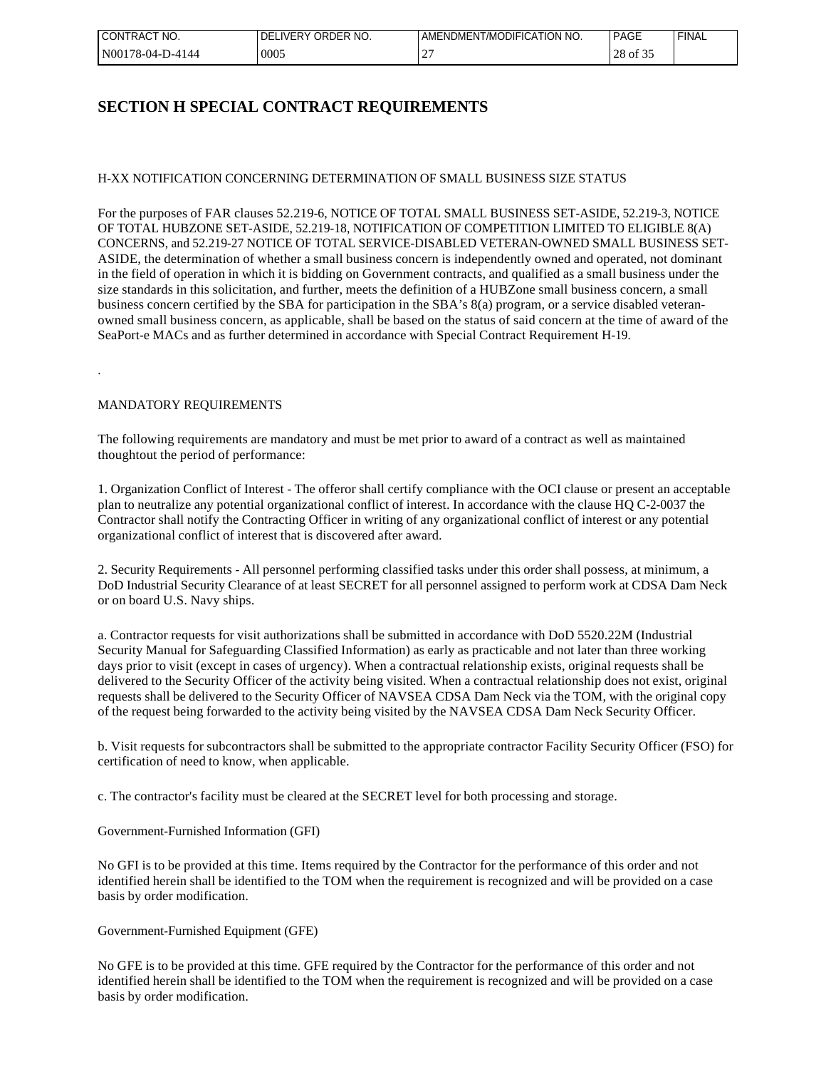# SECTION H SPECIAL CONTRACT REQUIREMENTS

H-XX NOTIFICATION CONCERNING DETERMINATION OF SMALL BUSINESS SIZE STATUS

For the purposes of FAR clauses 52.219-6, NOTICE OF TOTAL SMALL BUSINESS SET-ASIDE, 52.219-3, NOTICE OF TOTAL HUBZONE SET-ASIDE, 52.219-18, NOTIFICATION OF COMPETITION LIMITED TO ELIGIBLE 8(A) CONCERNS, and 52.219-27 NOTICE OF TOTAL SERVICE-DISABLED VETERAN-OWNED SMALL BUSINESS SET-ASIDE, the determination of whether a small business concern is independently owned and operated, not dominant in the field of operation in which it is bidding on Government contracts, and qualified as a small business under the size standards in this solicitation, and further, meets the definition of a HUBZone small business concern, a small business concern certified by the SBA for participation in the SBA's 8(a) program, or a service disabled veteran-owned small business concern, as applicable, shall be based on the status of said concern at the time of award of the SeaPort-e MACs and as further determined in accordance with Special Contract Requirement H-19.

.

MANDATORY REQUIREMENTS

The following requirements are mandatory and must be met prior to award of a contract as well as maintained thoughtout the period of performance:

1. Organization Conflict of Interest - The offeror shall certify compliance with the OCI clause or present an acceptable plan to neutralize any potential organizational conflict of interest. In accordance with the clause HQ C-2-0037 the Contractor shall notify the Contracting Officer in writing of any organizational conflict of interest or any potential organizational conflict of interest that is discovered after award.

2. Security Requirements - All personnel performing classified tasks under this order shall possess, at minimum, a DoD Industrial Security Clearance of at least SECRET for all personnel assigned to perform work at CDSA Dam Neck or on board U.S. Navy ships.

a. Contractor requests for visit authorizations shall be submitted in accordance with DoD 5520.22M (Industrial Security Manual for Safeguarding Classified Information) as early as practicable and not later than three working days prior to visit (except in cases of urgency). When a contractual relationship exists, original requests shall be delivered to the Security Officer of the activity being visited. When a contractual relationship does not exist, original requests shall be delivered to the Security Officer of NAVSEA CDSA Dam Neck via the TOM, with the original copy of the request being forwarded to the activity being visited by the NAVSEA CDSA Dam Neck Security Officer.

b. Visit requests for subcontractors shall be submitted to the appropriate contractor Facility Security Officer (FSO) for certification of need to know, when applicable.

c. The contractor's facility must be cleared at the SECRET level for both processing and storage.

Government-Furnished Information (GFI)

No GFI is to be provided at this time. Items required by the Contractor for the performance of this order and not identified herein shall be identified to the TOM when the requirement is recognized and will be provided on a case basis by order modification.

Government-Furnished Equipment (GFE)

No GFE is to be provided at this time. GFE required by the Contractor for the performance of this order and not identified herein shall be identified to the TOM when the requirement is recognized and will be provided on a case basis by order modification.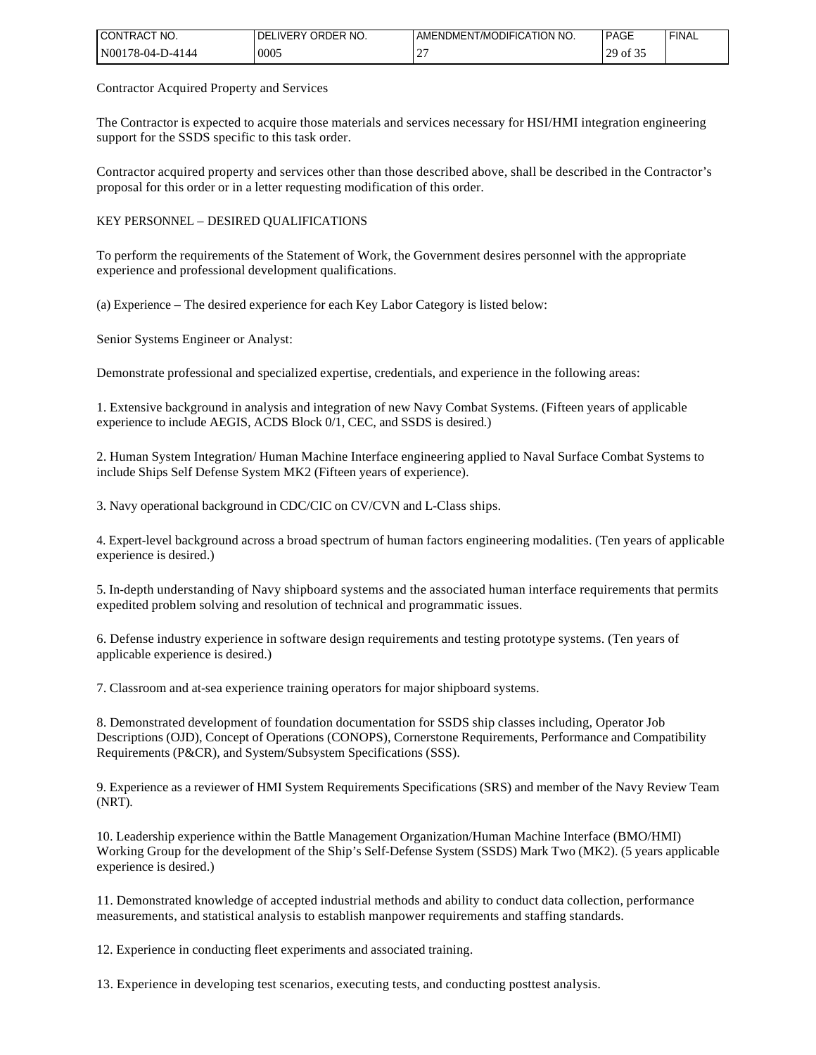Contractor Acquired Property and Services

The Contractor is expected to acquire those materials and services necessary for HSI/HMI integration engineering support for the SSDS specific to this task order.

Contractor acquired property and services other than those described above, shall be described in the Contractor's proposal for this order or in a letter requesting modification of this order.

KEY PERSONNEL – DESIRED QUALIFICATIONS

To perform the requirements of the Statement of Work, the Government desires personnel with the appropriate experience and professional development qualifications.

(a) Experience – The desired experience for each Key Labor Category is listed below:

Senior Systems Engineer or Analyst:

Demonstrate professional and specialized expertise, credentials, and experience in the following areas:

1. Extensive background in analysis and integration of new Navy Combat Systems. (Fifteen years of applicable experience to include AEGIS, ACDS Block 0/1, CEC, and SSDS is desired.)

2. Human System Integration/ Human Machine Interface engineering applied to Naval Surface Combat Systems to include Ships Self Defense System MK2 (Fifteen years of experience).

3. Navy operational background in CDC/CIC on CV/CVN and L-Class ships.

4. Expert-level background across a broad spectrum of human factors engineering modalities. (Ten years of applicable experience is desired.)

5. In-depth understanding of Navy shipboard systems and the associated human interface requirements that permits expedited problem solving and resolution of technical and programmatic issues.

6. Defense industry experience in software design requirements and testing prototype systems. (Ten years of applicable experience is desired.)

7. Classroom and at-sea experience training operators for major shipboard systems.

8. Demonstrated development of foundation documentation for SSDS ship classes including, Operator Job Descriptions (OJD), Concept of Operations (CONOPS), Cornerstone Requirements, Performance and Compatibility Requirements (P&CR), and System/Subsystem Specifications (SSS).

9. Experience as a reviewer of HMI System Requirements Specifications (SRS) and member of the Navy Review Team (NRT).

10. Leadership experience within the Battle Management Organization/Human Machine Interface (BMO/HMI) Working Group for the development of the Ship's Self-Defense System (SSDS) Mark Two (MK2). (5 years applicable experience is desired.)

11. Demonstrated knowledge of accepted industrial methods and ability to conduct data collection, performance measurements, and statistical analysis to establish manpower requirements and staffing standards.

12. Experience in conducting fleet experiments and associated training.

13. Experience in developing test scenarios, executing tests, and conducting posttest analysis.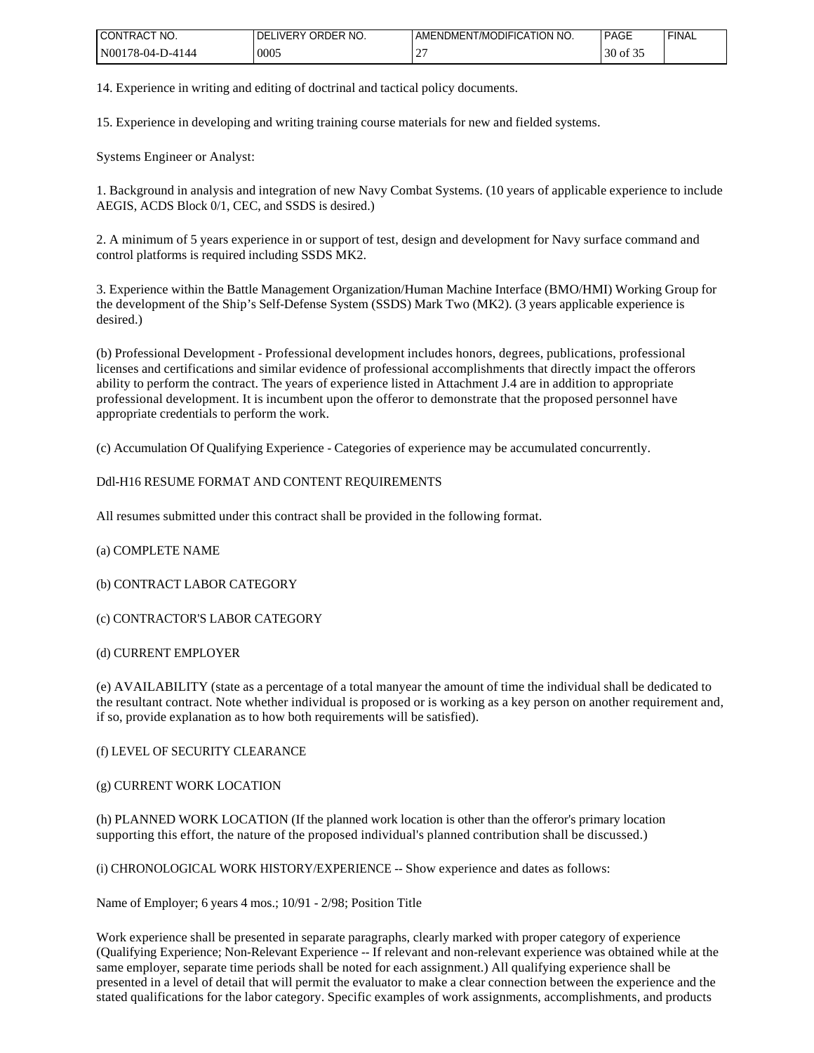14. Experience in writing and editing of doctrinal and tactical policy documents.

15. Experience in developing and writing training course materials for new and fielded systems.

Systems Engineer or Analyst:

1. Background in analysis and integration of new Navy Combat Systems. (10 years of applicable experience to include AEGIS, ACDS Block 0/1, CEC, and SSDS is desired.)

2. A minimum of 5 years experience in or support of test, design and development for Navy surface command and control platforms is required including SSDS MK2.

3. Experience within the Battle Management Organization/Human Machine Interface (BMO/HMI) Working Group for the development of the Ship's Self-Defense System (SSDS) Mark Two (MK2). (3 years applicable experience is desired.)

(b) Professional Development - Professional development includes honors, degrees, publications, professional licenses and certifications and similar evidence of professional accomplishments that directly impact the offerors ability to perform the contract. The years of experience listed in Attachment J.4 are in addition to appropriate professional development. It is incumbent upon the offeror to demonstrate that the proposed personnel have appropriate credentials to perform the work.

(c) Accumulation Of Qualifying Experience - Categories of experience may be accumulated concurrently.

Ddl-H16 RESUME FORMAT AND CONTENT REQUIREMENTS

All resumes submitted under this contract shall be provided in the following format.

(a) COMPLETE NAME

(b) CONTRACT LABOR CATEGORY

(c) CONTRACTOR'S LABOR CATEGORY

(d) CURRENT EMPLOYER

(e) AVAILABILITY (state as a percentage of a total manyear the amount of time the individual shall be dedicated to the resultant contract. Note whether individual is proposed or is working as a key person on another requirement and, if so, provide explanation as to how both requirements will be satisfied).

(f) LEVEL OF SECURITY CLEARANCE

(g) CURRENT WORK LOCATION

(h) PLANNED WORK LOCATION (If the planned work location is other than the offeror's primary location supporting this effort, the nature of the proposed individual's planned contribution shall be discussed.)

(i) CHRONOLOGICAL WORK HISTORY/EXPERIENCE -- Show experience and dates as follows:

Name of Employer; 6 years 4 mos.; 10/91 - 2/98; Position Title

Work experience shall be presented in separate paragraphs, clearly marked with proper category of experience (Qualifying Experience; Non-Relevant Experience -- If relevant and non-relevant experience was obtained while at the same employer, separate time periods shall be noted for each assignment.) All qualifying experience shall be presented in a level of detail that will permit the evaluator to make a clear connection between the experience and the stated qualifications for the labor category. Specific examples of work assignments, accomplishments, and products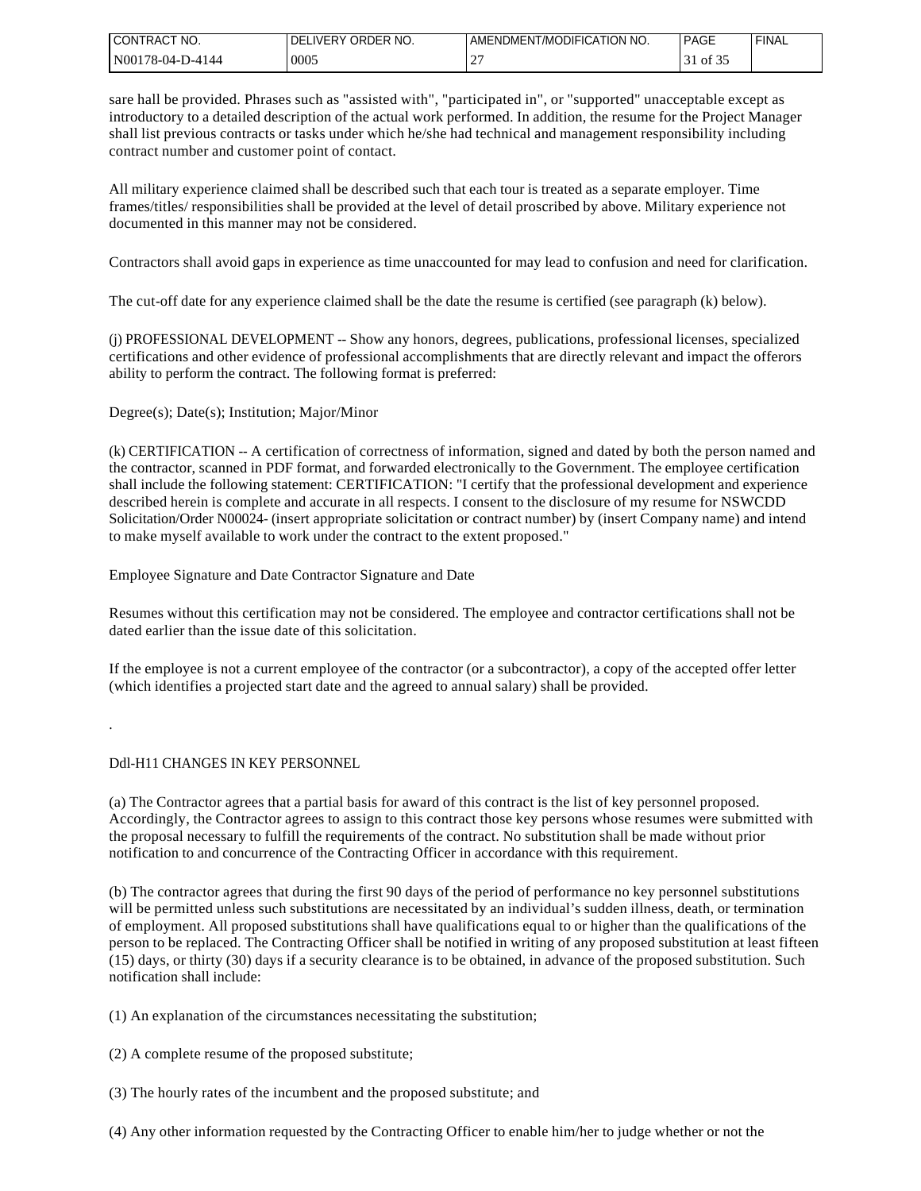sare hall be provided. Phrases such as "assisted with", "participated in", or "supported" unacceptable except as introductory to a detailed description of the actual work performed. In addition, the resume for the Project Manager shall list previous contracts or tasks under which he/she had technical and management responsibility including contract number and customer point of contact.

All military experience claimed shall be described such that each tour is treated as a separate employer. Time frames/titles/ responsibilities shall be provided at the level of detail proscribed by above. Military experience not documented in this manner may not be considered.

Contractors shall avoid gaps in experience as time unaccounted for may lead to confusion and need for clarification.

The cut-off date for any experience claimed shall be the date the resume is certified (see paragraph (k) below).

(j) PROFESSIONAL DEVELOPMENT -- Show any honors, degrees, publications, professional licenses, specialized certifications and other evidence of professional accomplishments that are directly relevant and impact the offerors ability to perform the contract. The following format is preferred:

Degree(s); Date(s); Institution; Major/Minor

(k) CERTIFICATION -- A certification of correctness of information, signed and dated by both the person named and the contractor, scanned in PDF format, and forwarded electronically to the Government. The employee certification shall include the following statement: CERTIFICATION: "I certify that the professional development and experience described herein is complete and accurate in all respects. I consent to the disclosure of my resume for NSWCDD Solicitation/Order N00024- (insert appropriate solicitation or contract number) by (insert Company name) and intend to make myself available to work under the contract to the extent proposed."

Employee Signature and Date Contractor Signature and Date

Resumes without this certification may not be considered. The employee and contractor certifications shall not be dated earlier than the issue date of this solicitation.

If the employee is not a current employee of the contractor (or a subcontractor), a copy of the accepted offer letter (which identifies a projected start date and the agreed to annual salary) shall be provided.

.

Ddl-H11 CHANGES IN KEY PERSONNEL

(a) The Contractor agrees that a partial basis for award of this contract is the list of key personnel proposed. Accordingly, the Contractor agrees to assign to this contract those key persons whose resumes were submitted with the proposal necessary to fulfill the requirements of the contract. No substitution shall be made without prior notification to and concurrence of the Contracting Officer in accordance with this requirement.

(b) The contractor agrees that during the first 90 days of the period of performance no key personnel substitutions will be permitted unless such substitutions are necessitated by an individual's sudden illness, death, or termination of employment. All proposed substitutions shall have qualifications equal to or higher than the qualifications of the person to be replaced. The Contracting Officer shall be notified in writing of any proposed substitution at least fifteen (15) days, or thirty (30) days if a security clearance is to be obtained, in advance of the proposed substitution. Such notification shall include:

(1) An explanation of the circumstances necessitating the substitution;

(2) A complete resume of the proposed substitute;

(3) The hourly rates of the incumbent and the proposed substitute; and

(4) Any other information requested by the Contracting Officer to enable him/her to judge whether or not the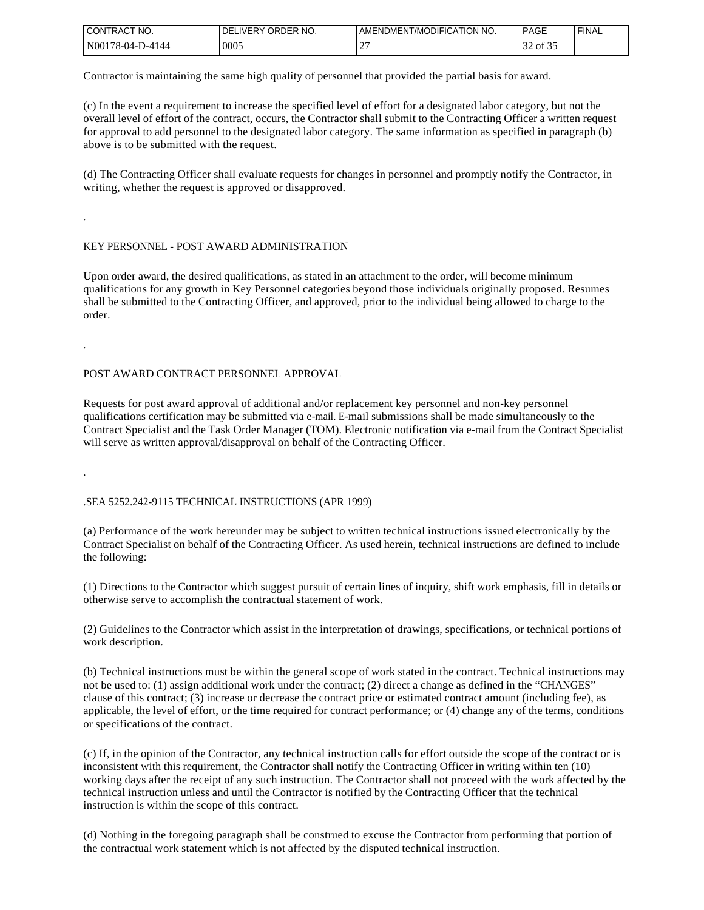Contractor is maintaining the same high quality of personnel that provided the partial basis for award.

(c) In the event a requirement to increase the specified level of effort for a designated labor category, but not the overall level of effort of the contract, occurs, the Contractor shall submit to the Contracting Officer a written request for approval to add personnel to the designated labor category. The same information as specified in paragraph (b) above is to be submitted with the request.

(d) The Contracting Officer shall evaluate requests for changes in personnel and promptly notify the Contractor, in writing, whether the request is approved or disapproved.

.

KEY PERSONNEL - POST AWARD ADMINISTRATION

Upon order award, the desired qualifications, as stated in an attachment to the order, will become minimum qualifications for any growth in Key Personnel categories beyond those individuals originally proposed. Resumes shall be submitted to the Contracting Officer, and approved, prior to the individual being allowed to charge to the order.

.

POST AWARD CONTRACT PERSONNEL APPROVAL

Requests for post award approval of additional and/or replacement key personnel and non-key personnel qualifications certification may be submitted via e-mail. E-mail submissions shall be made simultaneously to the Contract Specialist and the Task Order Manager (TOM). Electronic notification via e-mail from the Contract Specialist will serve as written approval/disapproval on behalf of the Contracting Officer.

.

.SEA 5252.242-9115 TECHNICAL INSTRUCTIONS (APR 1999)

(a) Performance of the work hereunder may be subject to written technical instructions issued electronically by the Contract Specialist on behalf of the Contracting Officer. As used herein, technical instructions are defined to include the following:

(1) Directions to the Contractor which suggest pursuit of certain lines of inquiry, shift work emphasis, fill in details or otherwise serve to accomplish the contractual statement of work.

(2) Guidelines to the Contractor which assist in the interpretation of drawings, specifications, or technical portions of work description.

(b) Technical instructions must be within the general scope of work stated in the contract. Technical instructions may not be used to: (1) assign additional work under the contract; (2) direct a change as defined in the "CHANGES" clause of this contract; (3) increase or decrease the contract price or estimated contract amount (including fee), as applicable, the level of effort, or the time required for contract performance; or (4) change any of the terms, conditions or specifications of the contract.

(c) If, in the opinion of the Contractor, any technical instruction calls for effort outside the scope of the contract or is inconsistent with this requirement, the Contractor shall notify the Contracting Officer in writing within ten (10) working days after the receipt of any such instruction. The Contractor shall not proceed with the work affected by the technical instruction unless and until the Contractor is notified by the Contracting Officer that the technical instruction is within the scope of this contract.

(d) Nothing in the foregoing paragraph shall be construed to excuse the Contractor from performing that portion of the contractual work statement which is not affected by the disputed technical instruction.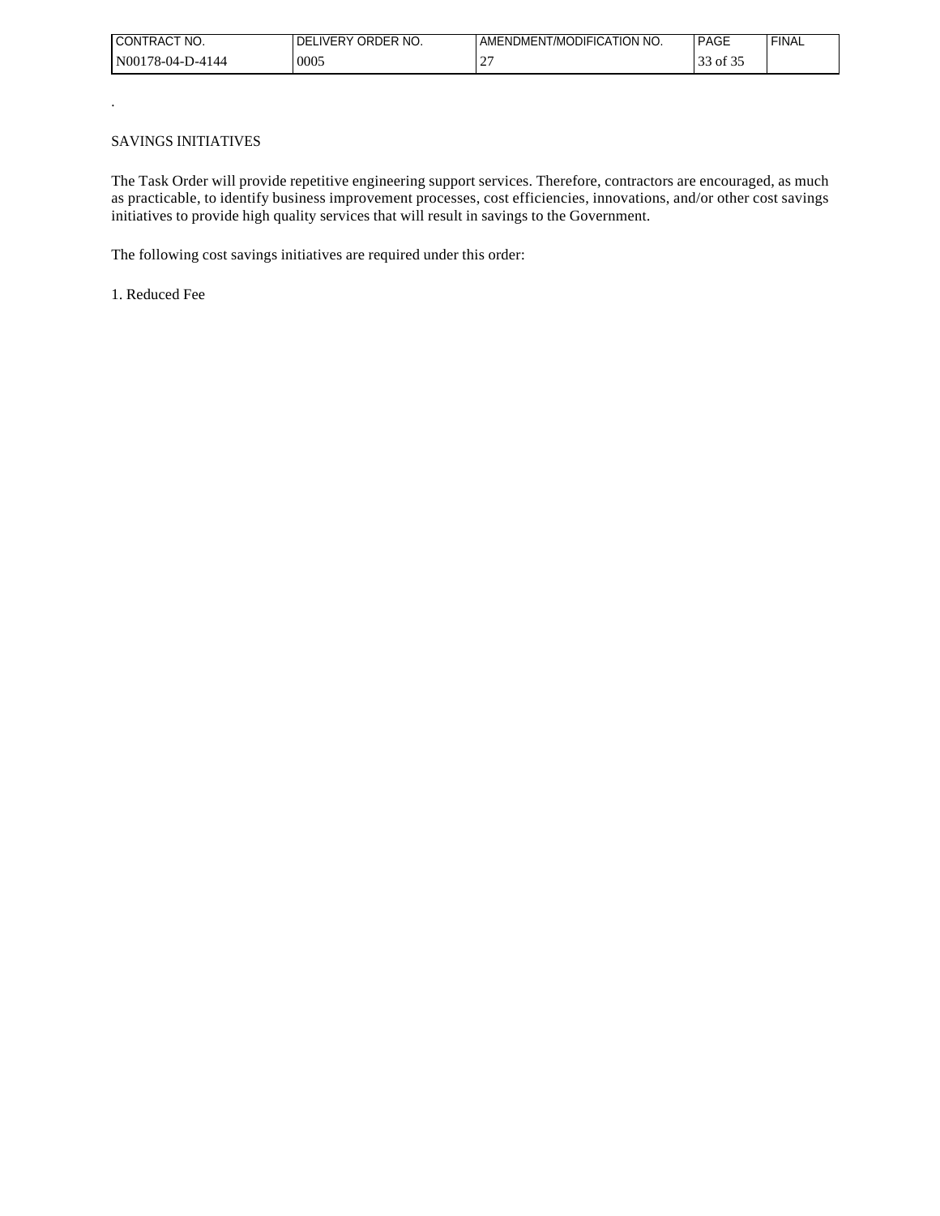.

SAVINGS INITIATIVES

The Task Order will provide repetitive engineering support services. Therefore, contractors are encouraged, as much as practicable, to identify business improvement processes, cost efficiencies, innovations, and/or other cost savings initiatives to provide high quality services that will result in savings to the Government.

The following cost savings initiatives are required under this order:

1. Reduced Fee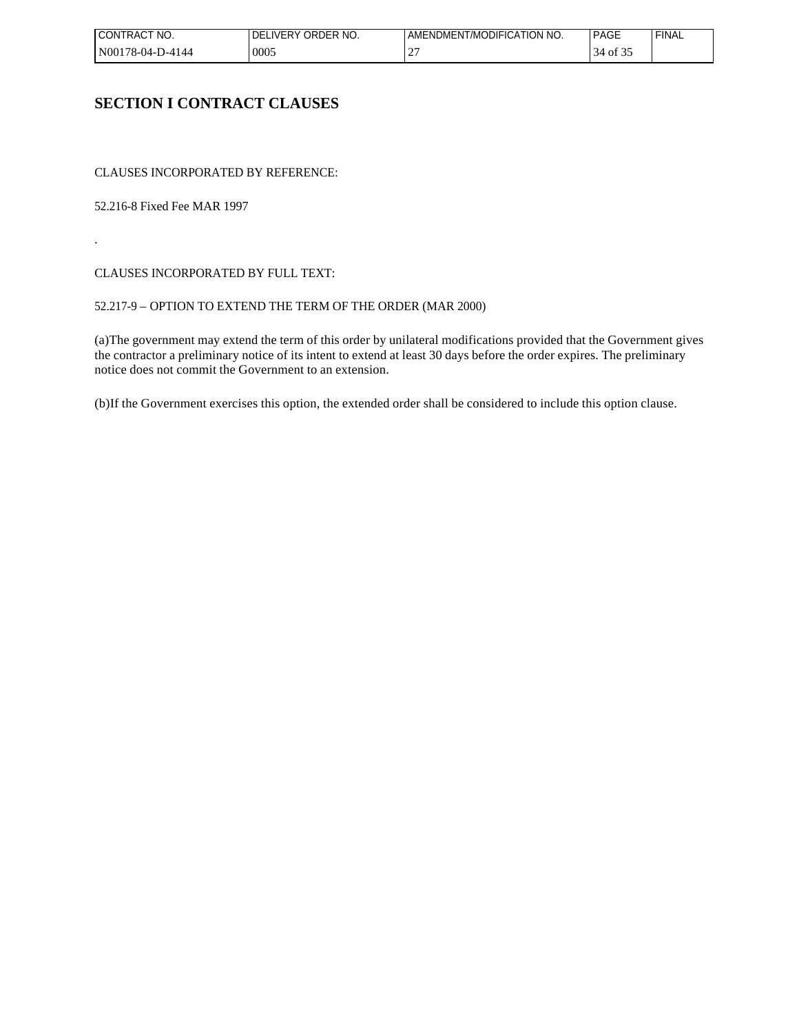# SECTION I CONTRACT CLAUSES

CLAUSES INCORPORATED BY REFERENCE:

52.216-8 Fixed Fee MAR 1997

.

CLAUSES INCORPORATED BY FULL TEXT:

52.217-9 – OPTION TO EXTEND THE TERM OF THE ORDER (MAR 2000)

(a)The government may extend the term of this order by unilateral modifications provided that the Government gives the contractor a preliminary notice of its intent to extend at least 30 days before the order expires. The preliminary notice does not commit the Government to an extension.

(b)If the Government exercises this option, the extended order shall be considered to include this option clause.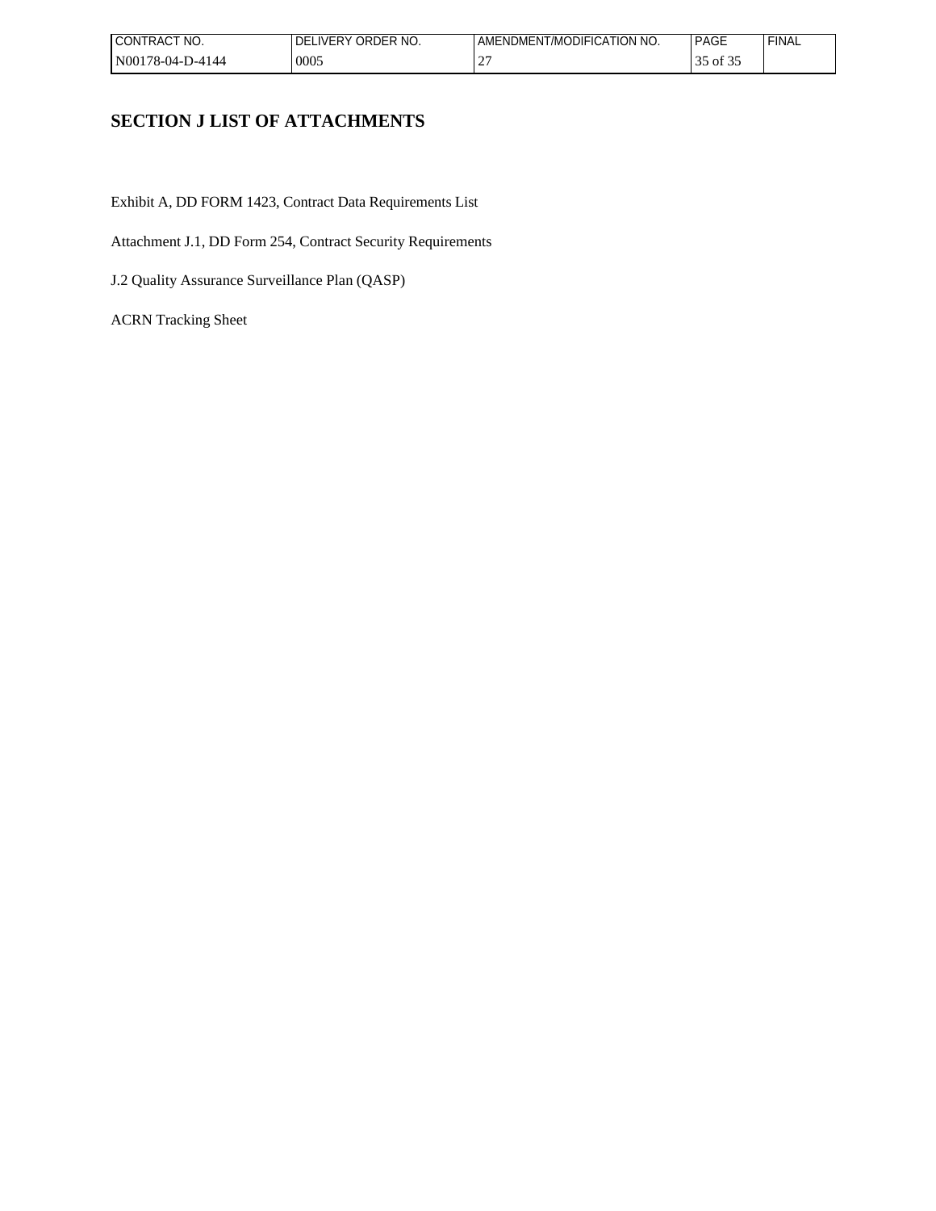## SECTION J LIST OF ATTACHMENTS

Exhibit A, DD FORM 1423, Contract Data Requirements List

Attachment J.1, DD Form 254, Contract Security Requirements

J.2 Quality Assurance Surveillance Plan (QASP)

ACRN Tracking Sheet